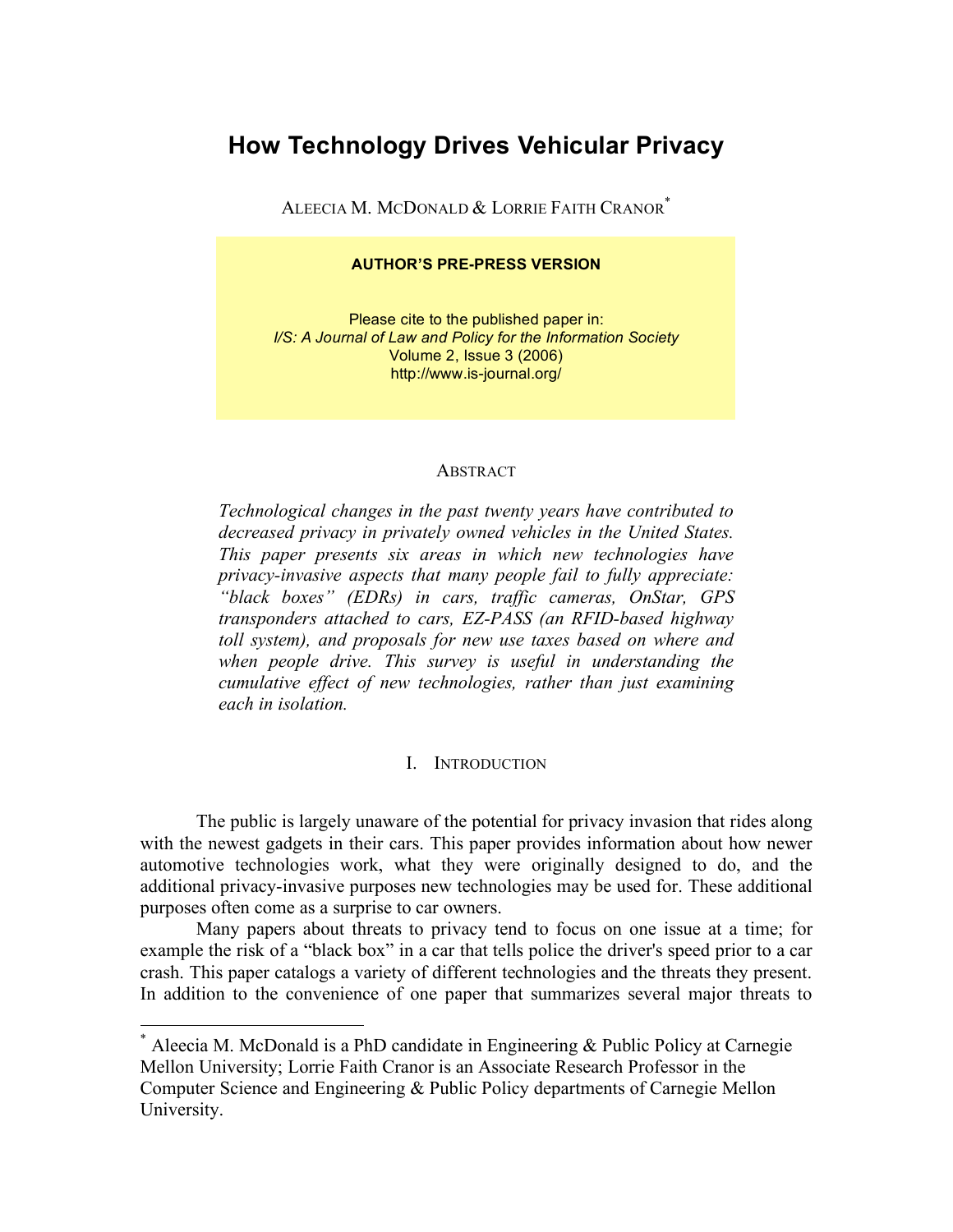# How Technology Drives Vehicular Privacy

ALEECIA M. MCDONALD & LORRIE FAITH CRANOR*

**AUTHOR'S PRE-PRESS VERSION**

Please cite to the published paper in:
*I/S: A Journal of Law and Policy for the Information Society*
Volume 2, Issue 3 (2006)
http://www.is-journal.org/

## ABSTRACT

*Technological changes in the past twenty years have contributed to decreased privacy in privately owned vehicles in the United States. This paper presents six areas in which new technologies have privacy-invasive aspects that many people fail to fully appreciate: "black boxes" (EDRs) in cars, traffic cameras, OnStar, GPS transponders attached to cars, EZ-PASS (an RFID-based highway toll system), and proposals for new use taxes based on where and when people drive. This survey is useful in understanding the cumulative effect of new technologies, rather than just examining each in isolation.*

## I. INTRODUCTION

The public is largely unaware of the potential for privacy invasion that rides along with the newest gadgets in their cars. This paper provides information about how newer automotive technologies work, what they were originally designed to do, and the additional privacy-invasive purposes new technologies may be used for. These additional purposes often come as a surprise to car owners.

Many papers about threats to privacy tend to focus on one issue at a time; for example the risk of a "black box" in a car that tells police the driver's speed prior to a car crash. This paper catalogs a variety of different technologies and the threats they present. In addition to the convenience of one paper that summarizes several major threats to

---

* Aleecia M. McDonald is a PhD candidate in Engineering & Public Policy at Carnegie Mellon University; Lorrie Faith Cranor is an Associate Research Professor in the Computer Science and Engineering & Public Policy departments of Carnegie Mellon University.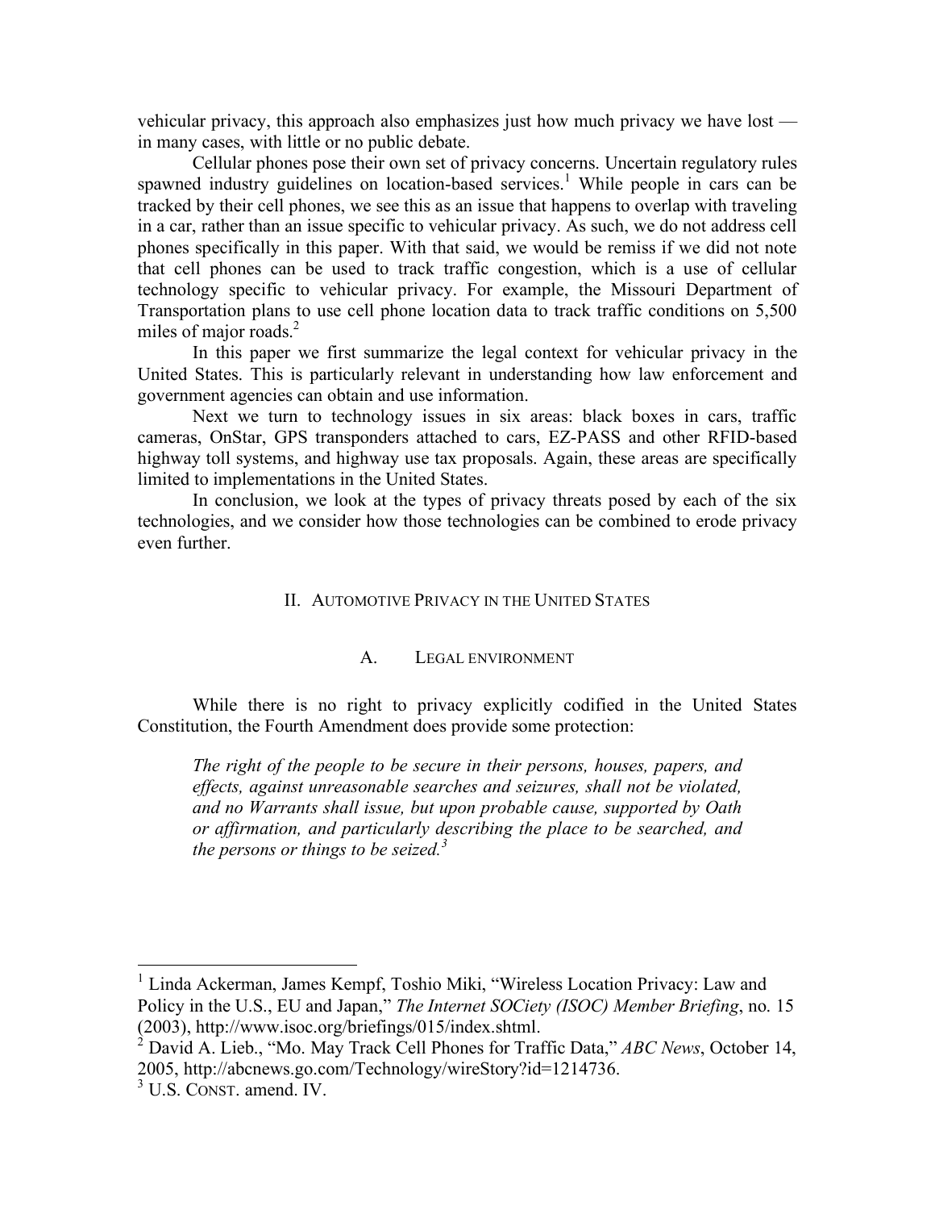vehicular privacy, this approach also emphasizes just how much privacy we have lost — in many cases, with little or no public debate.

Cellular phones pose their own set of privacy concerns. Uncertain regulatory rules spawned industry guidelines on location-based services.[1] While people in cars can be tracked by their cell phones, we see this as an issue that happens to overlap with traveling in a car, rather than an issue specific to vehicular privacy. As such, we do not address cell phones specifically in this paper. With that said, we would be remiss if we did not note that cell phones can be used to track traffic congestion, which is a use of cellular technology specific to vehicular privacy. For example, the Missouri Department of Transportation plans to use cell phone location data to track traffic conditions on 5,500 miles of major roads.[2]

In this paper we first summarize the legal context for vehicular privacy in the United States. This is particularly relevant in understanding how law enforcement and government agencies can obtain and use information.

Next we turn to technology issues in six areas: black boxes in cars, traffic cameras, OnStar, GPS transponders attached to cars, EZ-PASS and other RFID-based highway toll systems, and highway use tax proposals. Again, these areas are specifically limited to implementations in the United States.

In conclusion, we look at the types of privacy threats posed by each of the six technologies, and we consider how those technologies can be combined to erode privacy even further.

## II. Automotive Privacy in the United States

### A. Legal environment

While there is no right to privacy explicitly codified in the United States Constitution, the Fourth Amendment does provide some protection:

> *The right of the people to be secure in their persons, houses, papers, and effects, against unreasonable searches and seizures, shall not be violated, and no Warrants shall issue, but upon probable cause, supported by Oath or affirmation, and particularly describing the place to be searched, and the persons or things to be seized.*[3]

---

[1] Linda Ackerman, James Kempf, Toshio Miki, "Wireless Location Privacy: Law and Policy in the U.S., EU and Japan," *The Internet SOCiety (ISOC) Member Briefing*, no. 15 (2003), http://www.isoc.org/briefings/015/index.shtml.

[2] David A. Lieb., "Mo. May Track Cell Phones for Traffic Data," *ABC News*, October 14, 2005, http://abcnews.go.com/Technology/wireStory?id=1214736.

[3] U.S. Const. amend. IV.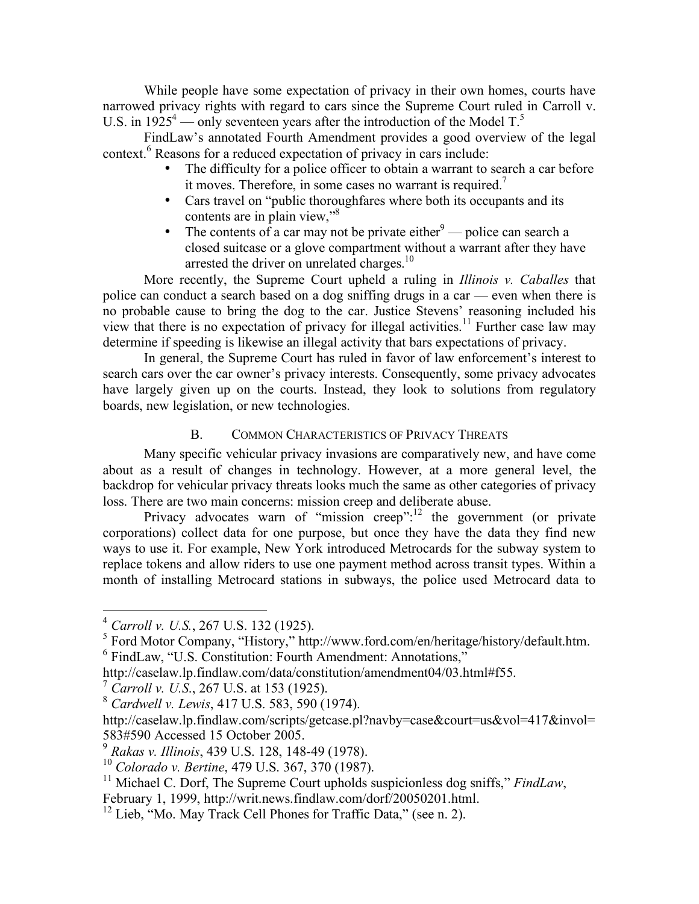While people have some expectation of privacy in their own homes, courts have narrowed privacy rights with regard to cars since the Supreme Court ruled in Carroll v. U.S. in 1925[4] — only seventeen years after the introduction of the Model T.[5]

FindLaw's annotated Fourth Amendment provides a good overview of the legal context.[6] Reasons for a reduced expectation of privacy in cars include:

- The difficulty for a police officer to obtain a warrant to search a car before it moves. Therefore, in some cases no warrant is required.[7]
- Cars travel on "public thoroughfares where both its occupants and its contents are in plain view,"[8]
- The contents of a car may not be private either[9] — police can search a closed suitcase or a glove compartment without a warrant after they have arrested the driver on unrelated charges.[10]

More recently, the Supreme Court upheld a ruling in *Illinois v. Caballes* that police can conduct a search based on a dog sniffing drugs in a car — even when there is no probable cause to bring the dog to the car. Justice Stevens' reasoning included his view that there is no expectation of privacy for illegal activities.[11] Further case law may determine if speeding is likewise an illegal activity that bars expectations of privacy.

In general, the Supreme Court has ruled in favor of law enforcement's interest to search cars over the car owner's privacy interests. Consequently, some privacy advocates have largely given up on the courts. Instead, they look to solutions from regulatory boards, new legislation, or new technologies.

## B. Common Characteristics of Privacy Threats

Many specific vehicular privacy invasions are comparatively new, and have come about as a result of changes in technology. However, at a more general level, the backdrop for vehicular privacy threats looks much the same as other categories of privacy loss. There are two main concerns: mission creep and deliberate abuse.

Privacy advocates warn of "mission creep":[12] the government (or private corporations) collect data for one purpose, but once they have the data they find new ways to use it. For example, New York introduced Metrocards for the subway system to replace tokens and allow riders to use one payment method across transit types. Within a month of installing Metrocard stations in subways, the police used Metrocard data to

---

[4] *Carroll v. U.S.*, 267 U.S. 132 (1925).

[5] Ford Motor Company, "History," http://www.ford.com/en/heritage/history/default.htm.

[6] FindLaw, "U.S. Constitution: Fourth Amendment: Annotations," http://caselaw.lp.findlaw.com/data/constitution/amendment04/03.html#f55.

[7] *Carroll v. U.S.*, 267 U.S. at 153 (1925).

[8] *Cardwell v. Lewis*, 417 U.S. 583, 590 (1974). http://caselaw.lp.findlaw.com/scripts/getcase.pl?navby=case&court=us&vol=417&invol=583#590 Accessed 15 October 2005.

[9] *Rakas v. Illinois*, 439 U.S. 128, 148-49 (1978).

[10] *Colorado v. Bertine*, 479 U.S. 367, 370 (1987).

[11] Michael C. Dorf, The Supreme Court upholds suspicionless dog sniffs," *FindLaw*, February 1, 1999, http://writ.news.findlaw.com/dorf/20050201.html.

[12] Lieb, "Mo. May Track Cell Phones for Traffic Data," (see n. 2).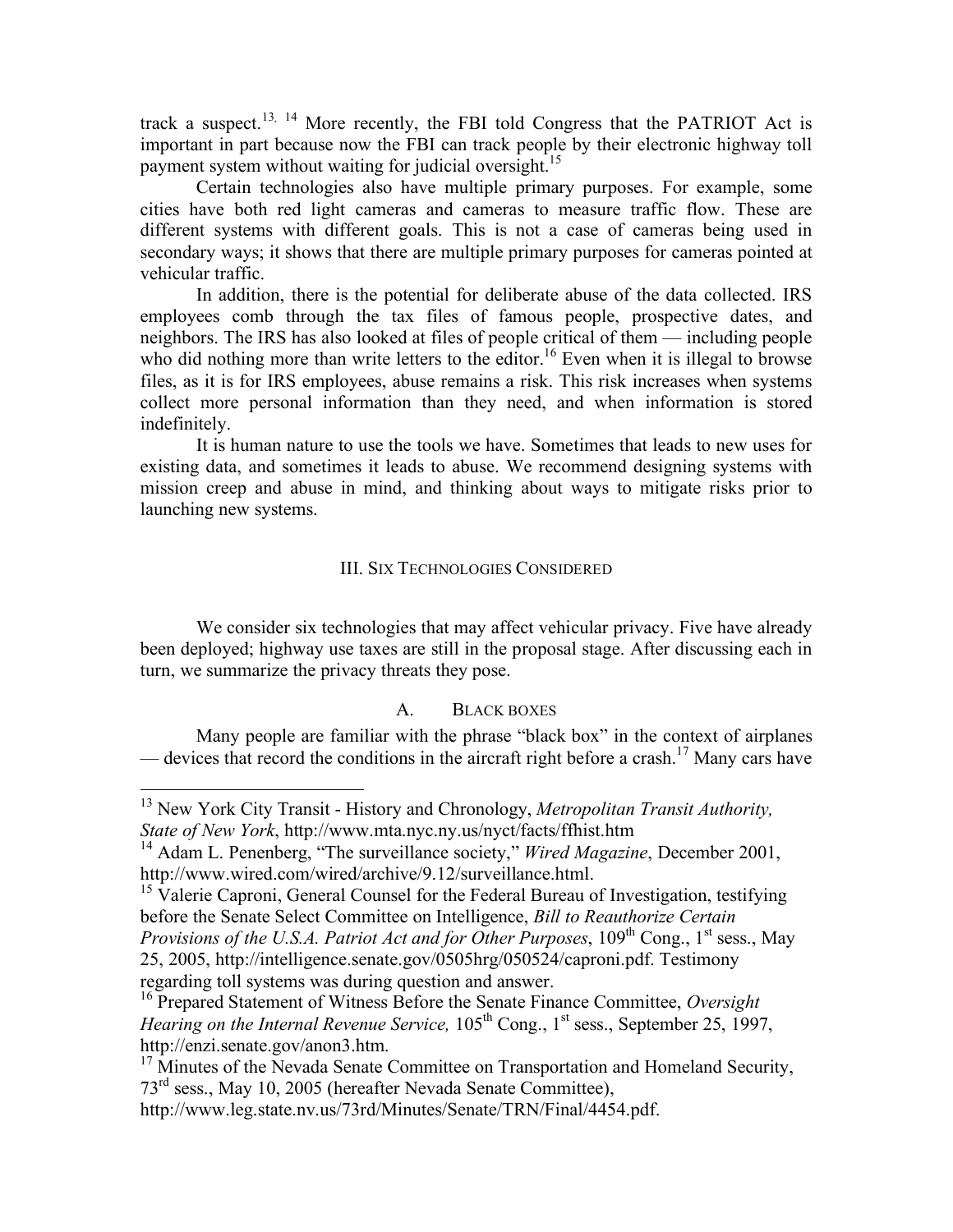track a suspect.[13, 14] More recently, the FBI told Congress that the PATRIOT Act is important in part because now the FBI can track people by their electronic highway toll payment system without waiting for judicial oversight.[15]

Certain technologies also have multiple primary purposes. For example, some cities have both red light cameras and cameras to measure traffic flow. These are different systems with different goals. This is not a case of cameras being used in secondary ways; it shows that there are multiple primary purposes for cameras pointed at vehicular traffic.

In addition, there is the potential for deliberate abuse of the data collected. IRS employees comb through the tax files of famous people, prospective dates, and neighbors. The IRS has also looked at files of people critical of them — including people who did nothing more than write letters to the editor.[16] Even when it is illegal to browse files, as it is for IRS employees, abuse remains a risk. This risk increases when systems collect more personal information than they need, and when information is stored indefinitely.

It is human nature to use the tools we have. Sometimes that leads to new uses for existing data, and sometimes it leads to abuse. We recommend designing systems with mission creep and abuse in mind, and thinking about ways to mitigate risks prior to launching new systems.

## III. Six Technologies Considered

We consider six technologies that may affect vehicular privacy. Five have already been deployed; highway use taxes are still in the proposal stage. After discussing each in turn, we summarize the privacy threats they pose.

### A. Black boxes

Many people are familiar with the phrase "black box" in the context of airplanes — devices that record the conditions in the aircraft right before a crash.[17] Many cars have

---

[13] New York City Transit - History and Chronology, *Metropolitan Transit Authority, State of New York*, http://www.mta.nyc.ny.us/nyct/facts/ffhist.htm

[14] Adam L. Penenberg, "The surveillance society," *Wired Magazine*, December 2001, http://www.wired.com/wired/archive/9.12/surveillance.html.

[15] Valerie Caproni, General Counsel for the Federal Bureau of Investigation, testifying before the Senate Select Committee on Intelligence, *Bill to Reauthorize Certain Provisions of the U.S.A. Patriot Act and for Other Purposes*, 109th Cong., 1st sess., May 25, 2005, http://intelligence.senate.gov/0505hrg/050524/caproni.pdf. Testimony regarding toll systems was during question and answer.

[16] Prepared Statement of Witness Before the Senate Finance Committee, *Oversight Hearing on the Internal Revenue Service,* 105th Cong., 1st sess., September 25, 1997, http://enzi.senate.gov/anon3.htm.

[17] Minutes of the Nevada Senate Committee on Transportation and Homeland Security, 73rd sess., May 10, 2005 (hereafter Nevada Senate Committee), http://www.leg.state.nv.us/73rd/Minutes/Senate/TRN/Final/4454.pdf.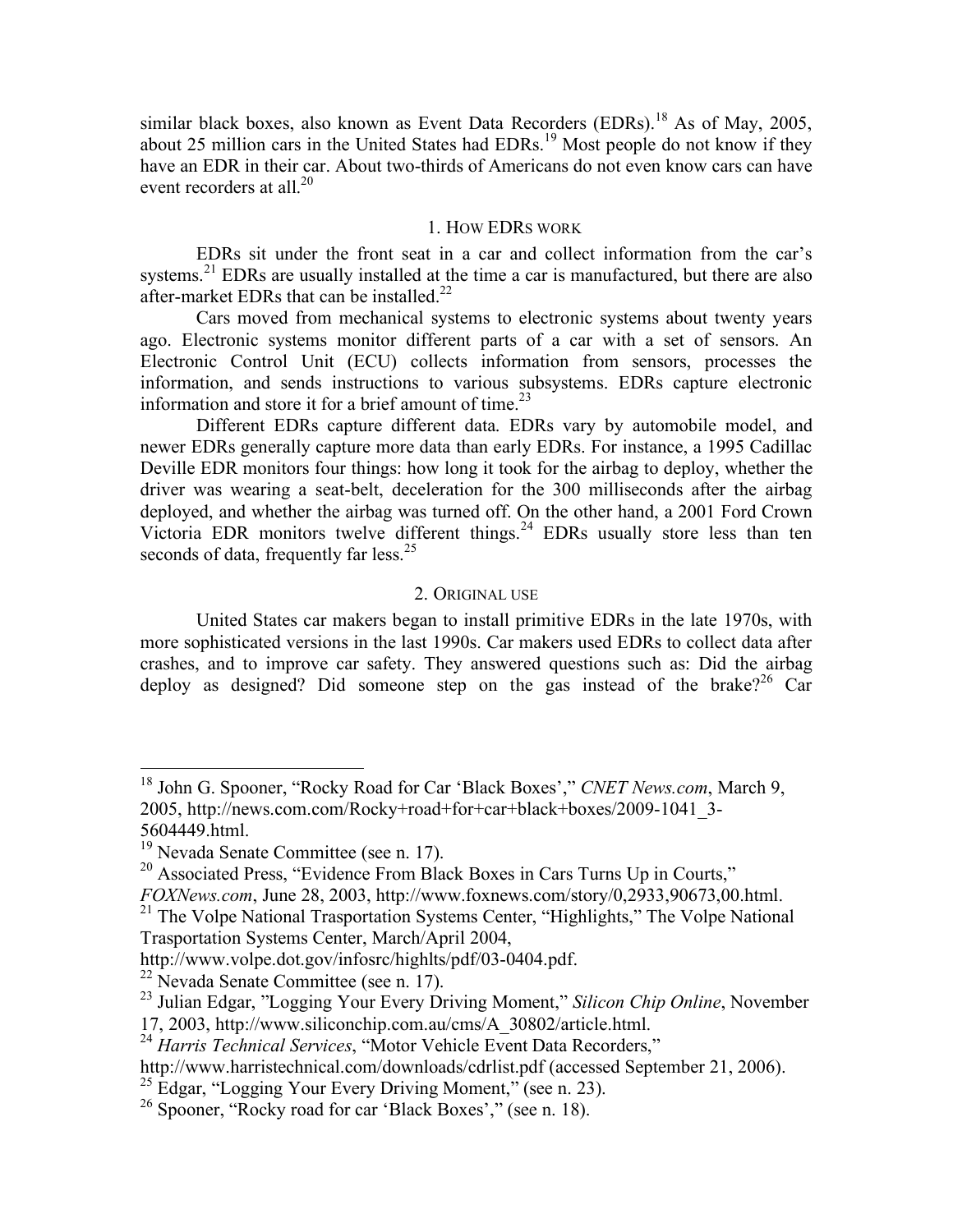similar black boxes, also known as Event Data Recorders (EDRs).[18] As of May, 2005, about 25 million cars in the United States had EDRs.[19] Most people do not know if they have an EDR in their car. About two-thirds of Americans do not even know cars can have event recorders at all.[20]

### 1. How EDRs work

EDRs sit under the front seat in a car and collect information from the car's systems.[21] EDRs are usually installed at the time a car is manufactured, but there are also after-market EDRs that can be installed.[22]

Cars moved from mechanical systems to electronic systems about twenty years ago. Electronic systems monitor different parts of a car with a set of sensors. An Electronic Control Unit (ECU) collects information from sensors, processes the information, and sends instructions to various subsystems. EDRs capture electronic information and store it for a brief amount of time.[23]

Different EDRs capture different data. EDRs vary by automobile model, and newer EDRs generally capture more data than early EDRs. For instance, a 1995 Cadillac Deville EDR monitors four things: how long it took for the airbag to deploy, whether the driver was wearing a seat-belt, deceleration for the 300 milliseconds after the airbag deployed, and whether the airbag was turned off. On the other hand, a 2001 Ford Crown Victoria EDR monitors twelve different things.[24] EDRs usually store less than ten seconds of data, frequently far less.[25]

### 2. Original use

United States car makers began to install primitive EDRs in the late 1970s, with more sophisticated versions in the last 1990s. Car makers used EDRs to collect data after crashes, and to improve car safety. They answered questions such as: Did the airbag deploy as designed? Did someone step on the gas instead of the brake?[26] Car

---

[18] John G. Spooner, "Rocky Road for Car 'Black Boxes'," *CNET News.com*, March 9, 2005, http://news.com.com/Rocky+road+for+car+black+boxes/2009-1041_3-5604449.html.

[19] Nevada Senate Committee (see n. 17).

[20] Associated Press, "Evidence From Black Boxes in Cars Turns Up in Courts," *FOXNews.com*, June 28, 2003, http://www.foxnews.com/story/0,2933,90673,00.html.

[21] The Volpe National Trasportation Systems Center, "Highlights," The Volpe National Trasportation Systems Center, March/April 2004, http://www.volpe.dot.gov/infosrc/highlts/pdf/03-0404.pdf.

[22] Nevada Senate Committee (see n. 17).

[23] Julian Edgar, "Logging Your Every Driving Moment," *Silicon Chip Online*, November 17, 2003, http://www.siliconchip.com.au/cms/A_30802/article.html.

[24] *Harris Technical Services*, "Motor Vehicle Event Data Recorders," http://www.harristechnical.com/downloads/cdrlist.pdf (accessed September 21, 2006).

[25] Edgar, "Logging Your Every Driving Moment," (see n. 23).

[26] Spooner, "Rocky road for car 'Black Boxes'," (see n. 18).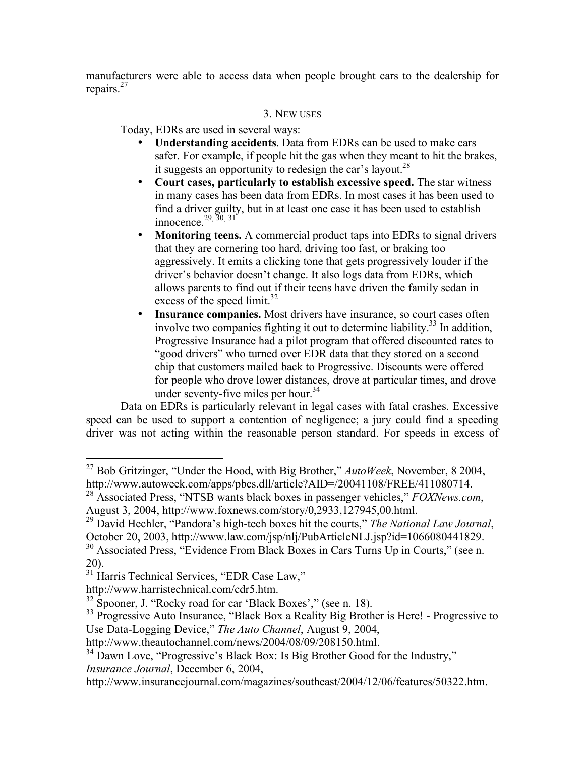manufacturers were able to access data when people brought cars to the dealership for repairs.[27]

### 3. NEW USES

Today, EDRs are used in several ways:

- **Understanding accidents**. Data from EDRs can be used to make cars safer. For example, if people hit the gas when they meant to hit the brakes, it suggests an opportunity to redesign the car's layout.[28]
- **Court cases, particularly to establish excessive speed.** The star witness in many cases has been data from EDRs. In most cases it has been used to find a driver guilty, but in at least one case it has been used to establish innocence.[29, 30, 31]
- **Monitoring teens.** A commercial product taps into EDRs to signal drivers that they are cornering too hard, driving too fast, or braking too aggressively. It emits a clicking tone that gets progressively louder if the driver's behavior doesn't change. It also logs data from EDRs, which allows parents to find out if their teens have driven the family sedan in excess of the speed limit.[32]
- **Insurance companies.** Most drivers have insurance, so court cases often involve two companies fighting it out to determine liability.[33] In addition, Progressive Insurance had a pilot program that offered discounted rates to "good drivers" who turned over EDR data that they stored on a second chip that customers mailed back to Progressive. Discounts were offered for people who drove lower distances, drove at particular times, and drove under seventy-five miles per hour.[34]

Data on EDRs is particularly relevant in legal cases with fatal crashes. Excessive speed can be used to support a contention of negligence; a jury could find a speeding driver was not acting within the reasonable person standard. For speeds in excess of

---

[27] Bob Gritzinger, "Under the Hood, with Big Brother," *AutoWeek*, November, 8 2004, http://www.autoweek.com/apps/pbcs.dll/article?AID=/20041108/FREE/411080714.

[28] Associated Press, "NTSB wants black boxes in passenger vehicles," *FOXNews.com*, August 3, 2004, http://www.foxnews.com/story/0,2933,127945,00.html.

[29] David Hechler, "Pandora's high-tech boxes hit the courts," *The National Law Journal*, October 20, 2003, http://www.law.com/jsp/nlj/PubArticleNLJ.jsp?id=1066080441829.

[30] Associated Press, "Evidence From Black Boxes in Cars Turns Up in Courts," (see n. 20).

[31] Harris Technical Services, "EDR Case Law," http://www.harristechnical.com/cdr5.htm.

[32] Spooner, J. "Rocky road for car 'Black Boxes'," (see n. 18).

[33] Progressive Auto Insurance, "Black Box a Reality Big Brother is Here! - Progressive to Use Data-Logging Device," *The Auto Channel*, August 9, 2004, http://www.theautochannel.com/news/2004/08/09/208150.html.

[34] Dawn Love, "Progressive's Black Box: Is Big Brother Good for the Industry," *Insurance Journal*, December 6, 2004, http://www.insurancejournal.com/magazines/southeast/2004/12/06/features/50322.htm.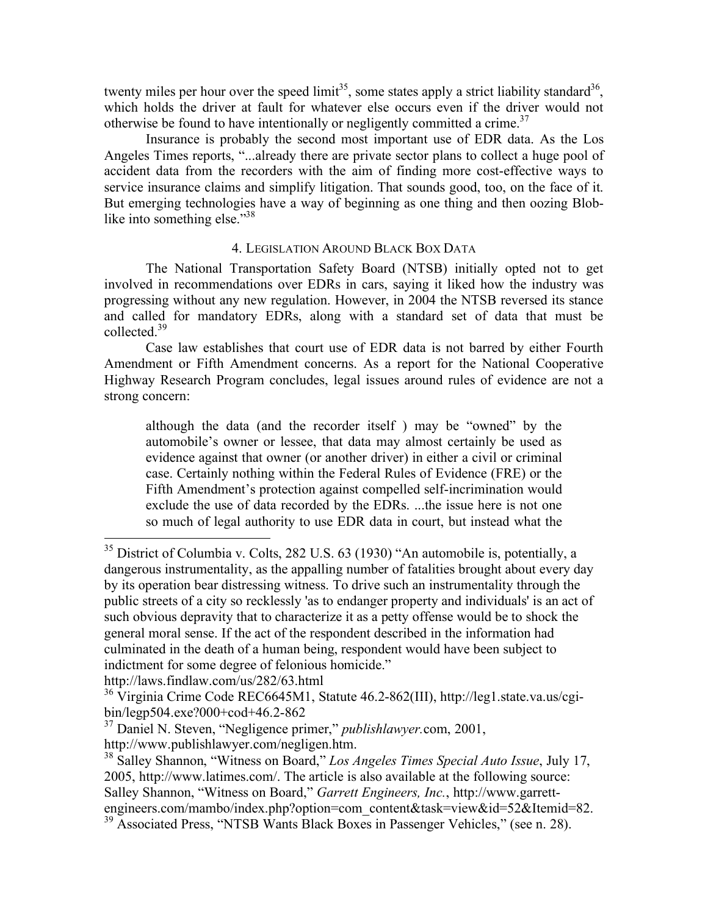twenty miles per hour over the speed limit[35], some states apply a strict liability standard[36], which holds the driver at fault for whatever else occurs even if the driver would not otherwise be found to have intentionally or negligently committed a crime.[37]

Insurance is probably the second most important use of EDR data. As the Los Angeles Times reports, "...already there are private sector plans to collect a huge pool of accident data from the recorders with the aim of finding more cost-effective ways to service insurance claims and simplify litigation. That sounds good, too, on the face of it. But emerging technologies have a way of beginning as one thing and then oozing Blob-like into something else."[38]

## 4. Legislation Around Black Box Data

The National Transportation Safety Board (NTSB) initially opted not to get involved in recommendations over EDRs in cars, saying it liked how the industry was progressing without any new regulation. However, in 2004 the NTSB reversed its stance and called for mandatory EDRs, along with a standard set of data that must be collected.[39]

Case law establishes that court use of EDR data is not barred by either Fourth Amendment or Fifth Amendment concerns. As a report for the National Cooperative Highway Research Program concludes, legal issues around rules of evidence are not a strong concern:

> although the data (and the recorder itself ) may be "owned" by the automobile's owner or lessee, that data may almost certainly be used as evidence against that owner (or another driver) in either a civil or criminal case. Certainly nothing within the Federal Rules of Evidence (FRE) or the Fifth Amendment's protection against compelled self-incrimination would exclude the use of data recorded by the EDRs. ...the issue here is not one so much of legal authority to use EDR data in court, but instead what the

---

[35] District of Columbia v. Colts, 282 U.S. 63 (1930) "An automobile is, potentially, a dangerous instrumentality, as the appalling number of fatalities brought about every day by its operation bear distressing witness. To drive such an instrumentality through the public streets of a city so recklessly 'as to endanger property and individuals' is an act of such obvious depravity that to characterize it as a petty offense would be to shock the general moral sense. If the act of the respondent described in the information had culminated in the death of a human being, respondent would have been subject to indictment for some degree of felonious homicide." http://laws.findlaw.com/us/282/63.html

[36] Virginia Crime Code REC6645M1, Statute 46.2-862(III), http://leg1.state.va.us/cgi-bin/legp504.exe?000+cod+46.2-862

[37] Daniel N. Steven, "Negligence primer," *publishlawyer.*com, 2001, http://www.publishlawyer.com/negligen.htm.

[38] Salley Shannon, "Witness on Board," *Los Angeles Times Special Auto Issue*, July 17, 2005, http://www.latimes.com/. The article is also available at the following source: Salley Shannon, "Witness on Board," *Garrett Engineers, Inc.*, http://www.garrett-engineers.com/mambo/index.php?option=com_content&task=view&id=52&Itemid=82.

[39] Associated Press, "NTSB Wants Black Boxes in Passenger Vehicles," (see n. 28).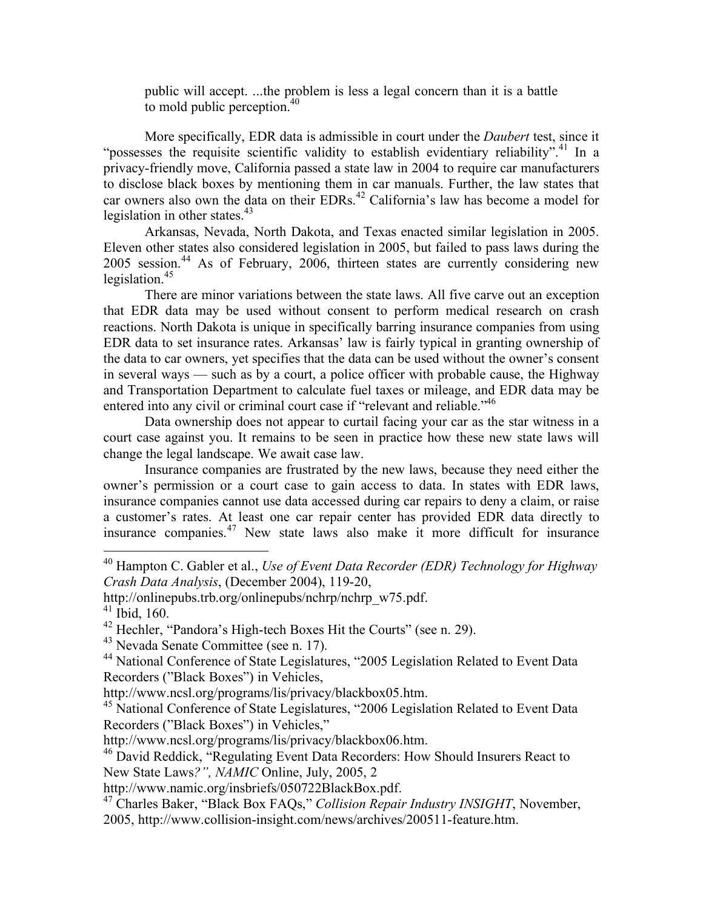> public will accept. ...the problem is less a legal concern than it is a battle to mold public perception.[40]

More specifically, EDR data is admissible in court under the *Daubert* test, since it "possesses the requisite scientific validity to establish evidentiary reliability".[41] In a privacy-friendly move, California passed a state law in 2004 to require car manufacturers to disclose black boxes by mentioning them in car manuals. Further, the law states that car owners also own the data on their EDRs.[42] California's law has become a model for legislation in other states.[43]

Arkansas, Nevada, North Dakota, and Texas enacted similar legislation in 2005. Eleven other states also considered legislation in 2005, but failed to pass laws during the 2005 session.[44] As of February, 2006, thirteen states are currently considering new legislation.[45]

There are minor variations between the state laws. All five carve out an exception that EDR data may be used without consent to perform medical research on crash reactions. North Dakota is unique in specifically barring insurance companies from using EDR data to set insurance rates. Arkansas' law is fairly typical in granting ownership of the data to car owners, yet specifies that the data can be used without the owner's consent in several ways — such as by a court, a police officer with probable cause, the Highway and Transportation Department to calculate fuel taxes or mileage, and EDR data may be entered into any civil or criminal court case if "relevant and reliable."[46]

Data ownership does not appear to curtail facing your car as the star witness in a court case against you. It remains to be seen in practice how these new state laws will change the legal landscape. We await case law.

Insurance companies are frustrated by the new laws, because they need either the owner's permission or a court case to gain access to data. In states with EDR laws, insurance companies cannot use data accessed during car repairs to deny a claim, or raise a customer's rates. At least one car repair center has provided EDR data directly to insurance companies.[47] New state laws also make it more difficult for insurance

---

[40] Hampton C. Gabler et al., *Use of Event Data Recorder (EDR) Technology for Highway Crash Data Analysis*, (December 2004), 119-20, http://onlinepubs.trb.org/onlinepubs/nchrp/nchrp_w75.pdf.

[41] Ibid, 160.

[42] Hechler, "Pandora's High-tech Boxes Hit the Courts" (see n. 29).

[43] Nevada Senate Committee (see n. 17).

[44] National Conference of State Legislatures, "2005 Legislation Related to Event Data Recorders ("Black Boxes") in Vehicles, http://www.ncsl.org/programs/lis/privacy/blackbox05.htm.

[45] National Conference of State Legislatures, "2006 Legislation Related to Event Data Recorders ("Black Boxes") in Vehicles," http://www.ncsl.org/programs/lis/privacy/blackbox06.htm.

[46] David Reddick, "Regulating Event Data Recorders: How Should Insurers React to New State Laws*?", NAMIC* Online, July, 2005, 2 http://www.namic.org/insbriefs/050722BlackBox.pdf.

[47] Charles Baker, "Black Box FAQs," *Collision Repair Industry INSIGHT*, November, 2005, http://www.collision-insight.com/news/archives/200511-feature.htm.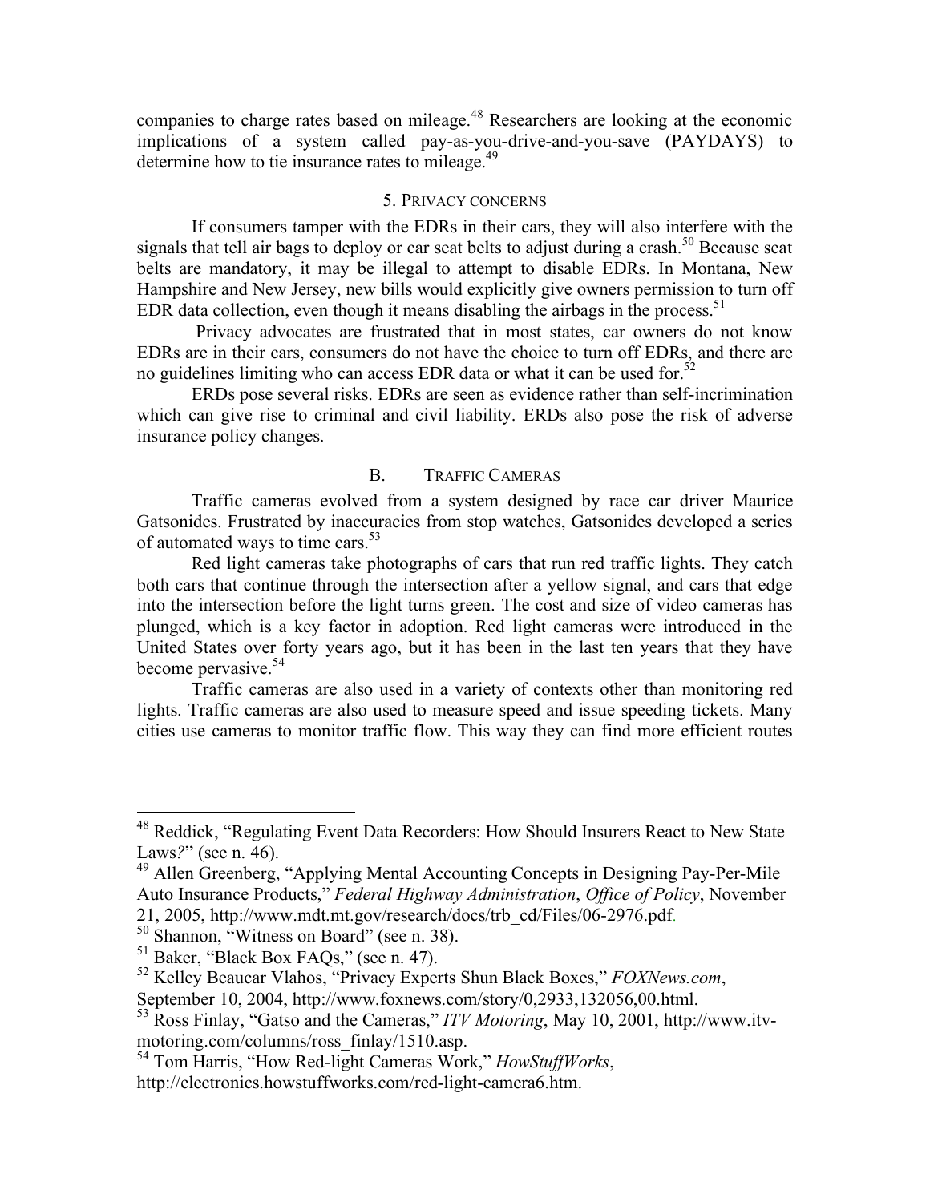companies to charge rates based on mileage.[48] Researchers are looking at the economic implications of a system called pay-as-you-drive-and-you-save (PAYDAYS) to determine how to tie insurance rates to mileage.[49]

### 5. Privacy concerns

If consumers tamper with the EDRs in their cars, they will also interfere with the signals that tell air bags to deploy or car seat belts to adjust during a crash.[50] Because seat belts are mandatory, it may be illegal to attempt to disable EDRs. In Montana, New Hampshire and New Jersey, new bills would explicitly give owners permission to turn off EDR data collection, even though it means disabling the airbags in the process.[51]

Privacy advocates are frustrated that in most states, car owners do not know EDRs are in their cars, consumers do not have the choice to turn off EDRs, and there are no guidelines limiting who can access EDR data or what it can be used for.[52]

ERDs pose several risks. EDRs are seen as evidence rather than self-incrimination which can give rise to criminal and civil liability. ERDs also pose the risk of adverse insurance policy changes.

## B. Traffic Cameras

Traffic cameras evolved from a system designed by race car driver Maurice Gatsonides. Frustrated by inaccuracies from stop watches, Gatsonides developed a series of automated ways to time cars.[53]

Red light cameras take photographs of cars that run red traffic lights. They catch both cars that continue through the intersection after a yellow signal, and cars that edge into the intersection before the light turns green. The cost and size of video cameras has plunged, which is a key factor in adoption. Red light cameras were introduced in the United States over forty years ago, but it has been in the last ten years that they have become pervasive.[54]

Traffic cameras are also used in a variety of contexts other than monitoring red lights. Traffic cameras are also used to measure speed and issue speeding tickets. Many cities use cameras to monitor traffic flow. This way they can find more efficient routes

---

[48] Reddick, "Regulating Event Data Recorders: How Should Insurers React to New State Laws?" (see n. 46).

[49] Allen Greenberg, "Applying Mental Accounting Concepts in Designing Pay-Per-Mile Auto Insurance Products," *Federal Highway Administration*, *Office of Policy*, November 21, 2005, http://www.mdt.mt.gov/research/docs/trb_cd/Files/06-2976.pdf.

[50] Shannon, "Witness on Board" (see n. 38).

[51] Baker, "Black Box FAQs," (see n. 47).

[52] Kelley Beaucar Vlahos, "Privacy Experts Shun Black Boxes," *FOXNews.com*, September 10, 2004, http://www.foxnews.com/story/0,2933,132056,00.html.

[53] Ross Finlay, "Gatso and the Cameras," *ITV Motoring*, May 10, 2001, http://www.itv-motoring.com/columns/ross_finlay/1510.asp.

[54] Tom Harris, "How Red-light Cameras Work," *HowStuffWorks*, http://electronics.howstuffworks.com/red-light-camera6.htm.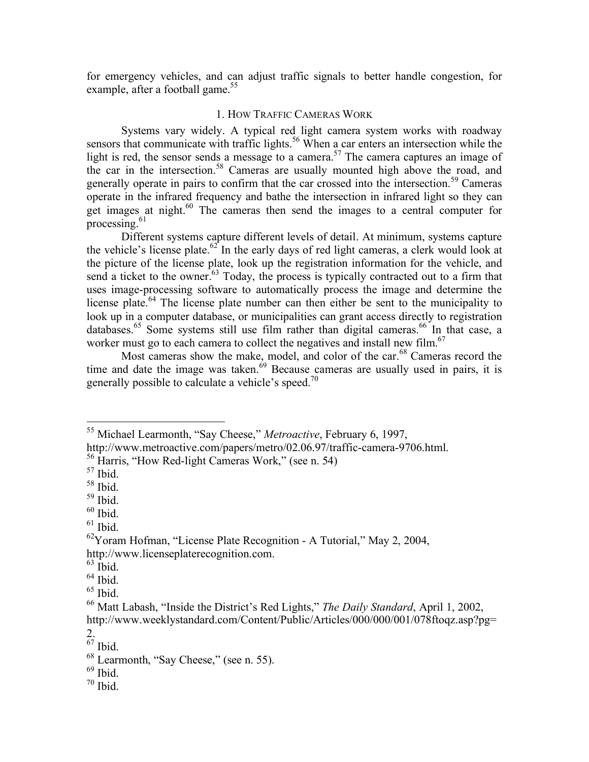for emergency vehicles, and can adjust traffic signals to better handle congestion, for example, after a football game.[55]

### 1. HOW TRAFFIC CAMERAS WORK

Systems vary widely. A typical red light camera system works with roadway sensors that communicate with traffic lights.[56] When a car enters an intersection while the light is red, the sensor sends a message to a camera.[57] The camera captures an image of the car in the intersection.[58] Cameras are usually mounted high above the road, and generally operate in pairs to confirm that the car crossed into the intersection.[59] Cameras operate in the infrared frequency and bathe the intersection in infrared light so they can get images at night.[60] The cameras then send the images to a central computer for processing.[61]

Different systems capture different levels of detail. At minimum, systems capture the vehicle's license plate.[62] In the early days of red light cameras, a clerk would look at the picture of the license plate, look up the registration information for the vehicle, and send a ticket to the owner.[63] Today, the process is typically contracted out to a firm that uses image-processing software to automatically process the image and determine the license plate.[64] The license plate number can then either be sent to the municipality to look up in a computer database, or municipalities can grant access directly to registration databases.[65] Some systems still use film rather than digital cameras.[66] In that case, a worker must go to each camera to collect the negatives and install new film.[67]

Most cameras show the make, model, and color of the car.[68] Cameras record the time and date the image was taken.[69] Because cameras are usually used in pairs, it is generally possible to calculate a vehicle's speed.[70]

---

[55] Michael Learmonth, "Say Cheese," *Metroactive*, February 6, 1997, http://www.metroactive.com/papers/metro/02.06.97/traffic-camera-9706.html.

[56] Harris, "How Red-light Cameras Work," (see n. 54)

[57] Ibid.

[58] Ibid.

[59] Ibid.

[60] Ibid.

[61] Ibid.

[62] Yoram Hofman, "License Plate Recognition - A Tutorial," May 2, 2004, http://www.licenseplaterecognition.com.

[63] Ibid.

[64] Ibid.

[65] Ibid.

[66] Matt Labash, "Inside the District's Red Lights," *The Daily Standard*, April 1, 2002, http://www.weeklystandard.com/Content/Public/Articles/000/000/001/078ftoqz.asp?pg=2.

[67] Ibid.

[68] Learmonth, "Say Cheese," (see n. 55).

[69] Ibid.

[70] Ibid.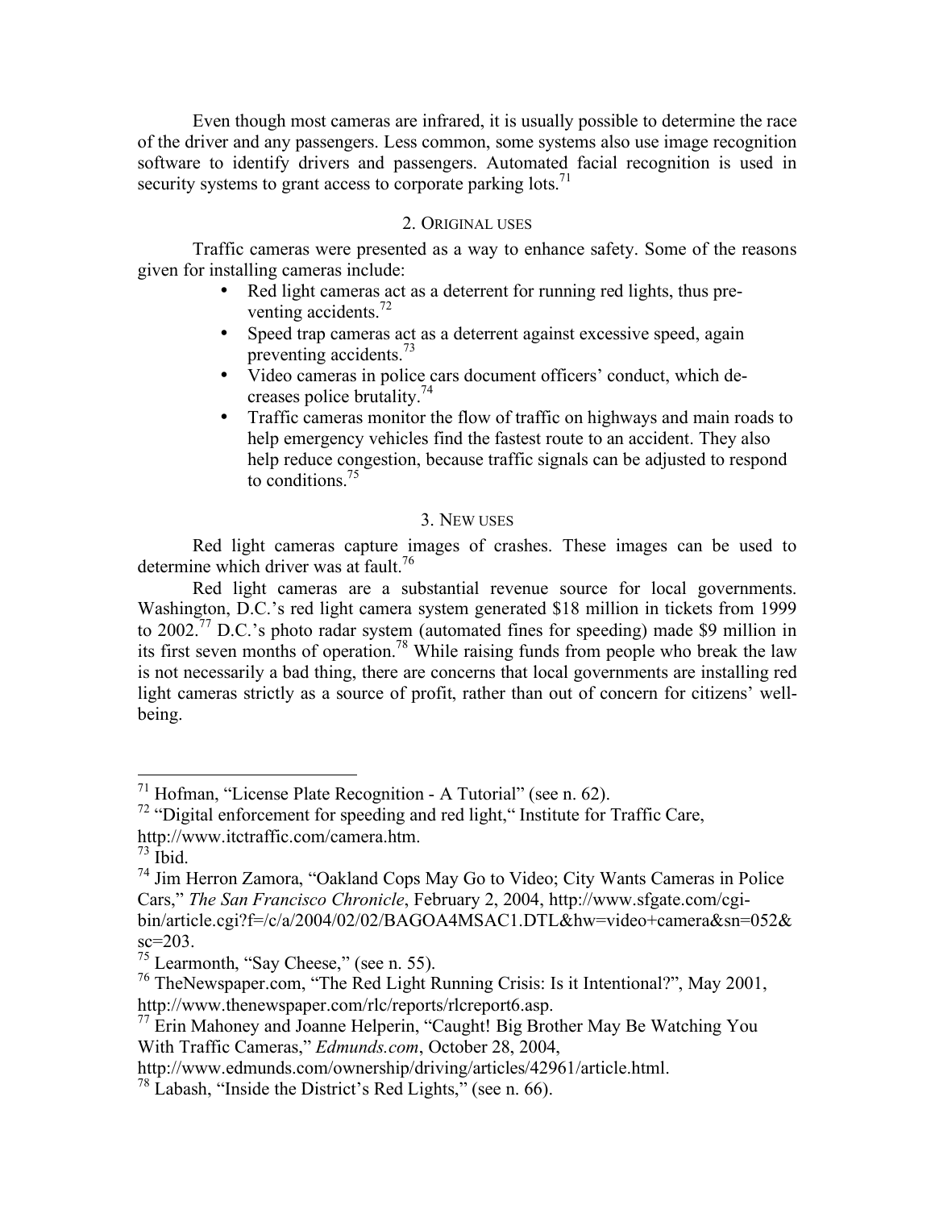Even though most cameras are infrared, it is usually possible to determine the race of the driver and any passengers. Less common, some systems also use image recognition software to identify drivers and passengers. Automated facial recognition is used in security systems to grant access to corporate parking lots.[71]

### 2. Original uses

Traffic cameras were presented as a way to enhance safety. Some of the reasons given for installing cameras include:

- Red light cameras act as a deterrent for running red lights, thus preventing accidents.[72]
- Speed trap cameras act as a deterrent against excessive speed, again preventing accidents.[73]
- Video cameras in police cars document officers' conduct, which decreases police brutality.[74]
- Traffic cameras monitor the flow of traffic on highways and main roads to help emergency vehicles find the fastest route to an accident. They also help reduce congestion, because traffic signals can be adjusted to respond to conditions.[75]

### 3. New uses

Red light cameras capture images of crashes. These images can be used to determine which driver was at fault.[76]

Red light cameras are a substantial revenue source for local governments. Washington, D.C.'s red light camera system generated $18 million in tickets from 1999 to 2002.[77] D.C.'s photo radar system (automated fines for speeding) made $9 million in its first seven months of operation.[78] While raising funds from people who break the law is not necessarily a bad thing, there are concerns that local governments are installing red light cameras strictly as a source of profit, rather than out of concern for citizens' well-being.

---

[71] Hofman, "License Plate Recognition - A Tutorial" (see n. 62).

[72] "Digital enforcement for speeding and red light," Institute for Traffic Care, http://www.itctraffic.com/camera.htm.

[73] Ibid.

[74] Jim Herron Zamora, "Oakland Cops May Go to Video; City Wants Cameras in Police Cars," *The San Francisco Chronicle*, February 2, 2004, http://www.sfgate.com/cgi-bin/article.cgi?f=/c/a/2004/02/02/BAGOA4MSAC1.DTL&hw=video+camera&sn=052&sc=203.

[75] Learmonth, "Say Cheese," (see n. 55).

[76] TheNewspaper.com, "The Red Light Running Crisis: Is it Intentional?", May 2001, http://www.thenewspaper.com/rlc/reports/rlcreport6.asp.

[77] Erin Mahoney and Joanne Helperin, "Caught! Big Brother May Be Watching You With Traffic Cameras," *Edmunds.com*, October 28, 2004, http://www.edmunds.com/ownership/driving/articles/42961/article.html.

[78] Labash, "Inside the District's Red Lights," (see n. 66).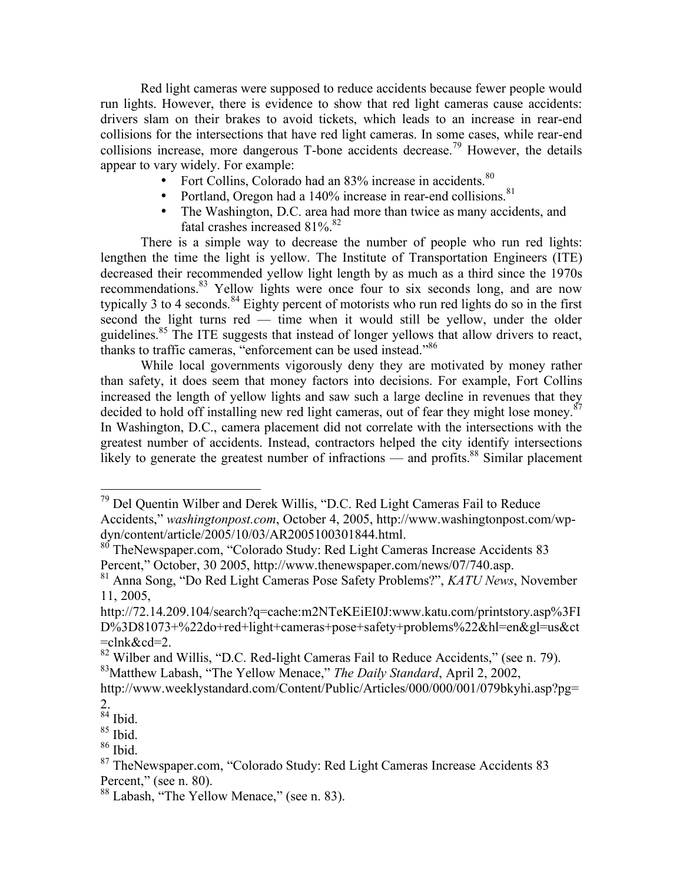Red light cameras were supposed to reduce accidents because fewer people would run lights. However, there is evidence to show that red light cameras cause accidents: drivers slam on their brakes to avoid tickets, which leads to an increase in rear-end collisions for the intersections that have red light cameras. In some cases, while rear-end collisions increase, more dangerous T-bone accidents decrease.[79] However, the details appear to vary widely. For example:

- Fort Collins, Colorado had an 83% increase in accidents.[80]
- Portland, Oregon had a 140% increase in rear-end collisions.[81]
- The Washington, D.C. area had more than twice as many accidents, and fatal crashes increased 81%.[82]

There is a simple way to decrease the number of people who run red lights: lengthen the time the light is yellow. The Institute of Transportation Engineers (ITE) decreased their recommended yellow light length by as much as a third since the 1970s recommendations.[83] Yellow lights were once four to six seconds long, and are now typically 3 to 4 seconds.[84] Eighty percent of motorists who run red lights do so in the first second the light turns red — time when it would still be yellow, under the older guidelines.[85] The ITE suggests that instead of longer yellows that allow drivers to react, thanks to traffic cameras, "enforcement can be used instead."[86]

While local governments vigorously deny they are motivated by money rather than safety, it does seem that money factors into decisions. For example, Fort Collins increased the length of yellow lights and saw such a large decline in revenues that they decided to hold off installing new red light cameras, out of fear they might lose money.[87] In Washington, D.C., camera placement did not correlate with the intersections with the greatest number of accidents. Instead, contractors helped the city identify intersections likely to generate the greatest number of infractions — and profits.[88] Similar placement

---

[79] Del Quentin Wilber and Derek Willis, "D.C. Red Light Cameras Fail to Reduce Accidents," *washingtonpost.com*, October 4, 2005, http://www.washingtonpost.com/wp-dyn/content/article/2005/10/03/AR2005100301844.html.

[80] TheNewspaper.com, "Colorado Study: Red Light Cameras Increase Accidents 83 Percent," October, 30 2005, http://www.thenewspaper.com/news/07/740.asp.

[81] Anna Song, "Do Red Light Cameras Pose Safety Problems?", *KATU News*, November 11, 2005, http://72.14.209.104/search?q=cache:m2NTeKEiEI0J:www.katu.com/printstory.asp%3FID%3D81073+%22do+red+light+cameras+pose+safety+problems%22&hl=en&gl=us&ct=clnk&cd=2.

[82] Wilber and Willis, "D.C. Red-light Cameras Fail to Reduce Accidents," (see n. 79).

[83] Matthew Labash, "The Yellow Menace," *The Daily Standard*, April 2, 2002, http://www.weeklystandard.com/Content/Public/Articles/000/000/001/079bkyhi.asp?pg=2.

[84] Ibid.

[85] Ibid.

[86] Ibid.

[87] TheNewspaper.com, "Colorado Study: Red Light Cameras Increase Accidents 83 Percent," (see n. 80).

[88] Labash, "The Yellow Menace," (see n. 83).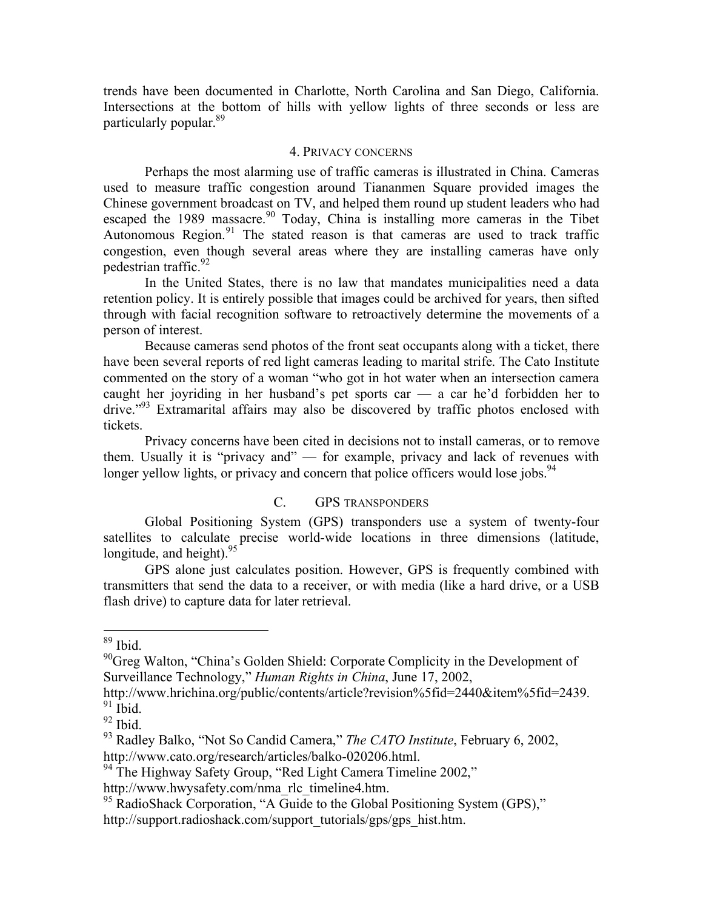trends have been documented in Charlotte, North Carolina and San Diego, California. Intersections at the bottom of hills with yellow lights of three seconds or less are particularly popular.[89]

#### 4. Privacy concerns

Perhaps the most alarming use of traffic cameras is illustrated in China. Cameras used to measure traffic congestion around Tiananmen Square provided images the Chinese government broadcast on TV, and helped them round up student leaders who had escaped the 1989 massacre.[90] Today, China is installing more cameras in the Tibet Autonomous Region.[91] The stated reason is that cameras are used to track traffic congestion, even though several areas where they are installing cameras have only pedestrian traffic.[92]

In the United States, there is no law that mandates municipalities need a data retention policy. It is entirely possible that images could be archived for years, then sifted through with facial recognition software to retroactively determine the movements of a person of interest.

Because cameras send photos of the front seat occupants along with a ticket, there have been several reports of red light cameras leading to marital strife. The Cato Institute commented on the story of a woman "who got in hot water when an intersection camera caught her joyriding in her husband's pet sports car — a car he'd forbidden her to drive."[93] Extramarital affairs may also be discovered by traffic photos enclosed with tickets.

Privacy concerns have been cited in decisions not to install cameras, or to remove them. Usually it is "privacy and" — for example, privacy and lack of revenues with longer yellow lights, or privacy and concern that police officers would lose jobs.[94]

### C. GPS transponders

Global Positioning System (GPS) transponders use a system of twenty-four satellites to calculate precise world-wide locations in three dimensions (latitude, longitude, and height).[95]

GPS alone just calculates position. However, GPS is frequently combined with transmitters that send the data to a receiver, or with media (like a hard drive, or a USB flash drive) to capture data for later retrieval.

---

[89] Ibid.

[90] Greg Walton, "China's Golden Shield: Corporate Complicity in the Development of Surveillance Technology," *Human Rights in China*, June 17, 2002, http://www.hrichina.org/public/contents/article?revision%5fid=2440&item%5fid=2439.

[91] Ibid.

[92] Ibid.

[93] Radley Balko, "Not So Candid Camera," *The CATO Institute*, February 6, 2002, http://www.cato.org/research/articles/balko-020206.html.

[94] The Highway Safety Group, "Red Light Camera Timeline 2002," http://www.hwysafety.com/nma_rlc_timeline4.htm.

[95] RadioShack Corporation, "A Guide to the Global Positioning System (GPS)," http://support.radioshack.com/support_tutorials/gps/gps_hist.htm.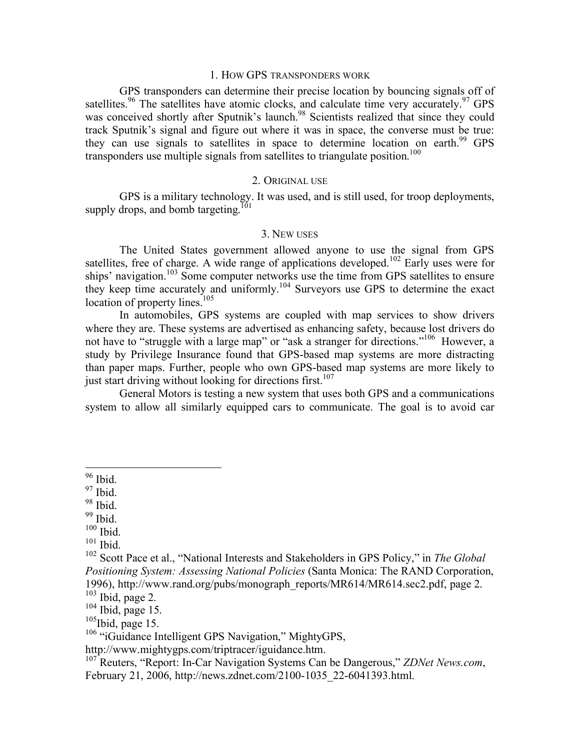### 1. How GPS transponders work

GPS transponders can determine their precise location by bouncing signals off of satellites.[96] The satellites have atomic clocks, and calculate time very accurately.[97] GPS was conceived shortly after Sputnik's launch.[98] Scientists realized that since they could track Sputnik's signal and figure out where it was in space, the converse must be true: they can use signals to satellites in space to determine location on earth.[99] GPS transponders use multiple signals from satellites to triangulate position.[100]

### 2. Original use

GPS is a military technology. It was used, and is still used, for troop deployments, supply drops, and bomb targeting.[101]

### 3. New uses

The United States government allowed anyone to use the signal from GPS satellites, free of charge. A wide range of applications developed.[102] Early uses were for ships' navigation.[103] Some computer networks use the time from GPS satellites to ensure they keep time accurately and uniformly.[104] Surveyors use GPS to determine the exact location of property lines.[105]

In automobiles, GPS systems are coupled with map services to show drivers where they are. These systems are advertised as enhancing safety, because lost drivers do not have to "struggle with a large map" or "ask a stranger for directions."[106] However, a study by Privilege Insurance found that GPS-based map systems are more distracting than paper maps. Further, people who own GPS-based map systems are more likely to just start driving without looking for directions first.[107]

General Motors is testing a new system that uses both GPS and a communications system to allow all similarly equipped cars to communicate. The goal is to avoid car

---

[96] Ibid.

[97] Ibid.

[98] Ibid.

[99] Ibid.

[100] Ibid.

[101] Ibid.

[102] Scott Pace et al., "National Interests and Stakeholders in GPS Policy," in *The Global Positioning System: Assessing National Policies* (Santa Monica: The RAND Corporation, 1996), http://www.rand.org/pubs/monograph_reports/MR614/MR614.sec2.pdf, page 2.

[103] Ibid, page 2.

[104] Ibid, page 15.

[105] Ibid, page 15.

[106] "iGuidance Intelligent GPS Navigation," MightyGPS, http://www.mightygps.com/triptracer/iguidance.htm.

[107] Reuters, "Report: In-Car Navigation Systems Can be Dangerous," *ZDNet News.com*, February 21, 2006, http://news.zdnet.com/2100-1035_22-6041393.html.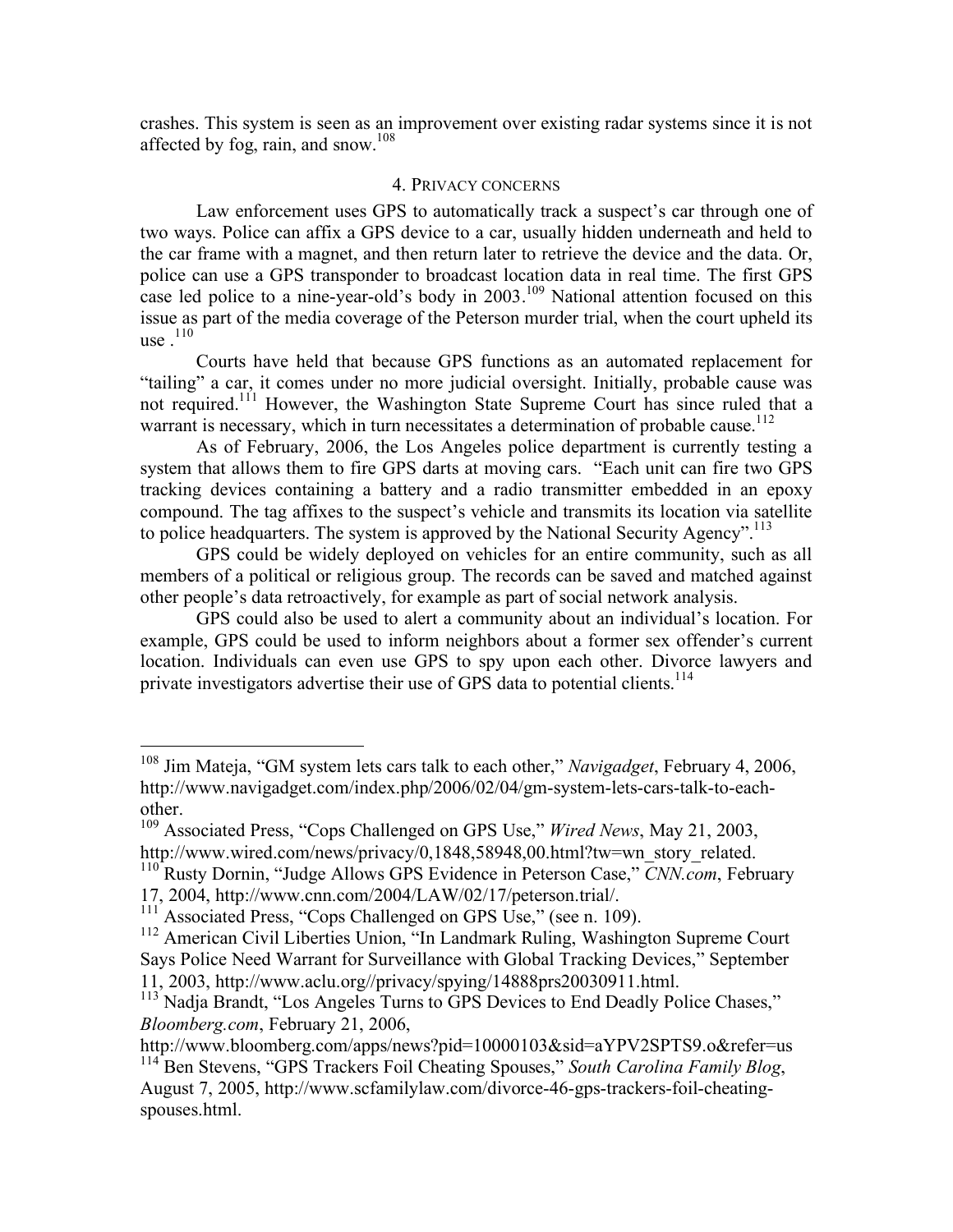crashes. This system is seen as an improvement over existing radar systems since it is not affected by fog, rain, and snow.[108]

### 4. Privacy concerns

Law enforcement uses GPS to automatically track a suspect's car through one of two ways. Police can affix a GPS device to a car, usually hidden underneath and held to the car frame with a magnet, and then return later to retrieve the device and the data. Or, police can use a GPS transponder to broadcast location data in real time. The first GPS case led police to a nine-year-old's body in 2003.[109] National attention focused on this issue as part of the media coverage of the Peterson murder trial, when the court upheld its use .[110]

Courts have held that because GPS functions as an automated replacement for "tailing" a car, it comes under no more judicial oversight. Initially, probable cause was not required.[111] However, the Washington State Supreme Court has since ruled that a warrant is necessary, which in turn necessitates a determination of probable cause.[112]

As of February, 2006, the Los Angeles police department is currently testing a system that allows them to fire GPS darts at moving cars. "Each unit can fire two GPS tracking devices containing a battery and a radio transmitter embedded in an epoxy compound. The tag affixes to the suspect's vehicle and transmits its location via satellite to police headquarters. The system is approved by the National Security Agency".[113]

GPS could be widely deployed on vehicles for an entire community, such as all members of a political or religious group. The records can be saved and matched against other people's data retroactively, for example as part of social network analysis.

GPS could also be used to alert a community about an individual's location. For example, GPS could be used to inform neighbors about a former sex offender's current location. Individuals can even use GPS to spy upon each other. Divorce lawyers and private investigators advertise their use of GPS data to potential clients.[114]

---

[108] Jim Mateja, "GM system lets cars talk to each other," *Navigadget*, February 4, 2006, http://www.navigadget.com/index.php/2006/02/04/gm-system-lets-cars-talk-to-each-other.

[109] Associated Press, "Cops Challenged on GPS Use," *Wired News*, May 21, 2003, http://www.wired.com/news/privacy/0,1848,58948,00.html?tw=wn_story_related.

[110] Rusty Dornin, "Judge Allows GPS Evidence in Peterson Case," *CNN.com*, February 17, 2004, http://www.cnn.com/2004/LAW/02/17/peterson.trial/.

[111] Associated Press, "Cops Challenged on GPS Use," (see n. 109).

[112] American Civil Liberties Union, "In Landmark Ruling, Washington Supreme Court Says Police Need Warrant for Surveillance with Global Tracking Devices," September 11, 2003, http://www.aclu.org//privacy/spying/14888prs20030911.html.

[113] Nadja Brandt, "Los Angeles Turns to GPS Devices to End Deadly Police Chases," *Bloomberg.com*, February 21, 2006, http://www.bloomberg.com/apps/news?pid=10000103&sid=aYPV2SPTS9.o&refer=us

[114] Ben Stevens, "GPS Trackers Foil Cheating Spouses," *South Carolina Family Blog*, August 7, 2005, http://www.scfamilylaw.com/divorce-46-gps-trackers-foil-cheating-spouses.html.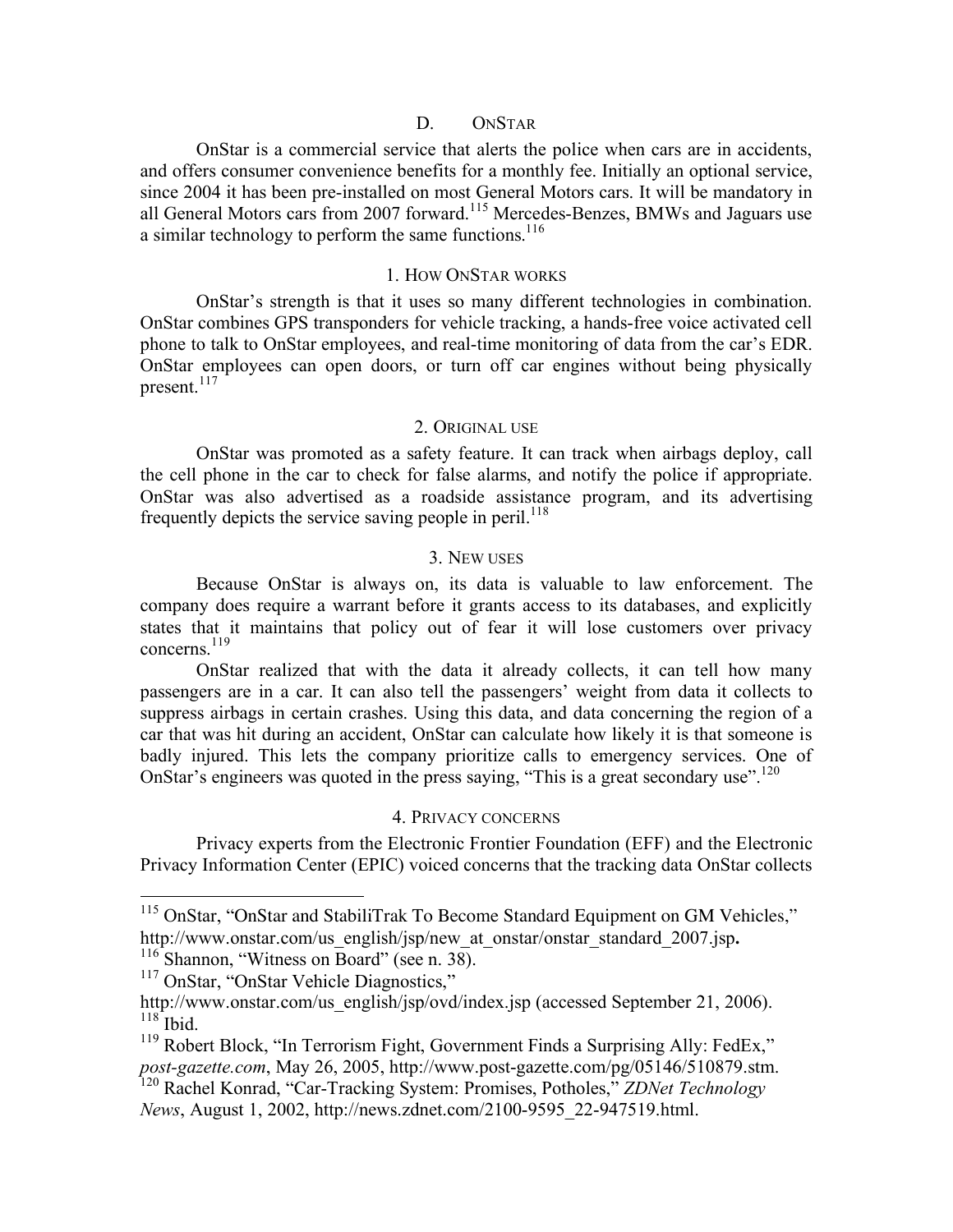### D. ONSTAR

OnStar is a commercial service that alerts the police when cars are in accidents, and offers consumer convenience benefits for a monthly fee. Initially an optional service, since 2004 it has been pre-installed on most General Motors cars. It will be mandatory in all General Motors cars from 2007 forward.[115] Mercedes-Benzes, BMWs and Jaguars use a similar technology to perform the same functions.[116]

#### 1. HOW ONSTAR WORKS

OnStar's strength is that it uses so many different technologies in combination. OnStar combines GPS transponders for vehicle tracking, a hands-free voice activated cell phone to talk to OnStar employees, and real-time monitoring of data from the car's EDR. OnStar employees can open doors, or turn off car engines without being physically present.[117]

#### 2. ORIGINAL USE

OnStar was promoted as a safety feature. It can track when airbags deploy, call the cell phone in the car to check for false alarms, and notify the police if appropriate. OnStar was also advertised as a roadside assistance program, and its advertising frequently depicts the service saving people in peril.[118]

#### 3. NEW USES

Because OnStar is always on, its data is valuable to law enforcement. The company does require a warrant before it grants access to its databases, and explicitly states that it maintains that policy out of fear it will lose customers over privacy concerns.[119]

OnStar realized that with the data it already collects, it can tell how many passengers are in a car. It can also tell the passengers' weight from data it collects to suppress airbags in certain crashes. Using this data, and data concerning the region of a car that was hit during an accident, OnStar can calculate how likely it is that someone is badly injured. This lets the company prioritize calls to emergency services. One of OnStar's engineers was quoted in the press saying, "This is a great secondary use".[120]

#### 4. PRIVACY CONCERNS

Privacy experts from the Electronic Frontier Foundation (EFF) and the Electronic Privacy Information Center (EPIC) voiced concerns that the tracking data OnStar collects

---

[115] OnStar, "OnStar and StabiliTrak To Become Standard Equipment on GM Vehicles," http://www.onstar.com/us_english/jsp/new_at_onstar/onstar_standard_2007.jsp**.**

[116] Shannon, "Witness on Board" (see n. 38).

[117] OnStar, "OnStar Vehicle Diagnostics," http://www.onstar.com/us_english/jsp/ovd/index.jsp (accessed September 21, 2006).

[118] Ibid.

[119] Robert Block, "In Terrorism Fight, Government Finds a Surprising Ally: FedEx," *post-gazette.com*, May 26, 2005, http://www.post-gazette.com/pg/05146/510879.stm.

[120] Rachel Konrad, "Car-Tracking System: Promises, Potholes," *ZDNet Technology News*, August 1, 2002, http://news.zdnet.com/2100-9595_22-947519.html.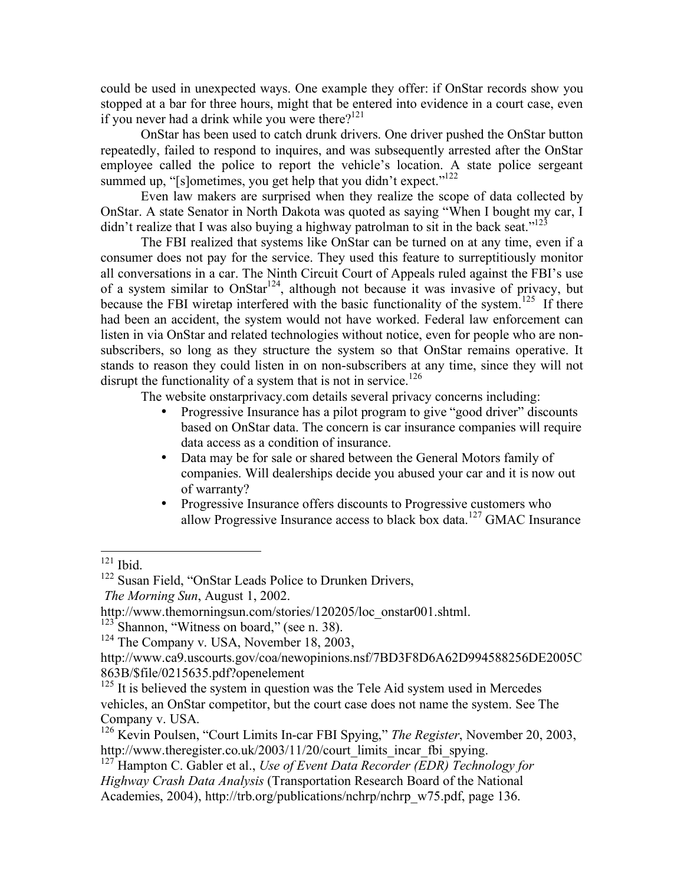could be used in unexpected ways. One example they offer: if OnStar records show you stopped at a bar for three hours, might that be entered into evidence in a court case, even if you never had a drink while you were there?[121]

OnStar has been used to catch drunk drivers. One driver pushed the OnStar button repeatedly, failed to respond to inquires, and was subsequently arrested after the OnStar employee called the police to report the vehicle's location. A state police sergeant summed up, "[s]ometimes, you get help that you didn't expect."[122]

Even law makers are surprised when they realize the scope of data collected by OnStar. A state Senator in North Dakota was quoted as saying "When I bought my car, I didn't realize that I was also buying a highway patrolman to sit in the back seat."[123]

The FBI realized that systems like OnStar can be turned on at any time, even if a consumer does not pay for the service. They used this feature to surreptitiously monitor all conversations in a car. The Ninth Circuit Court of Appeals ruled against the FBI's use of a system similar to OnStar[124], although not because it was invasive of privacy, but because the FBI wiretap interfered with the basic functionality of the system.[125] If there had been an accident, the system would not have worked. Federal law enforcement can listen in via OnStar and related technologies without notice, even for people who are non-subscribers, so long as they structure the system so that OnStar remains operative. It stands to reason they could listen in on non-subscribers at any time, since they will not disrupt the functionality of a system that is not in service.[126]

The website onstarprivacy.com details several privacy concerns including:

- Progressive Insurance has a pilot program to give "good driver" discounts based on OnStar data. The concern is car insurance companies will require data access as a condition of insurance.
- Data may be for sale or shared between the General Motors family of companies. Will dealerships decide you abused your car and it is now out of warranty?
- Progressive Insurance offers discounts to Progressive customers who allow Progressive Insurance access to black box data.[127] GMAC Insurance

---

[121] Ibid.

[122] Susan Field, "OnStar Leads Police to Drunken Drivers, *The Morning Sun*, August 1, 2002. http://www.themorningsun.com/stories/120205/loc_onstar001.shtml.

[123] Shannon, "Witness on board," (see n. 38).

[124] The Company v. USA, November 18, 2003, http://www.ca9.uscourts.gov/coa/newopinions.nsf/7BD3F8D6A62D994588256DE2005C863B/$file/0215635.pdf?openelement

[125] It is believed the system in question was the Tele Aid system used in Mercedes vehicles, an OnStar competitor, but the court case does not name the system. See The Company v. USA.

[126] Kevin Poulsen, "Court Limits In-car FBI Spying," *The Register*, November 20, 2003, http://www.theregister.co.uk/2003/11/20/court_limits_incar_fbi_spying.

[127] Hampton C. Gabler et al., *Use of Event Data Recorder (EDR) Technology for Highway Crash Data Analysis* (Transportation Research Board of the National Academies, 2004), http://trb.org/publications/nchrp/nchrp_w75.pdf, page 136.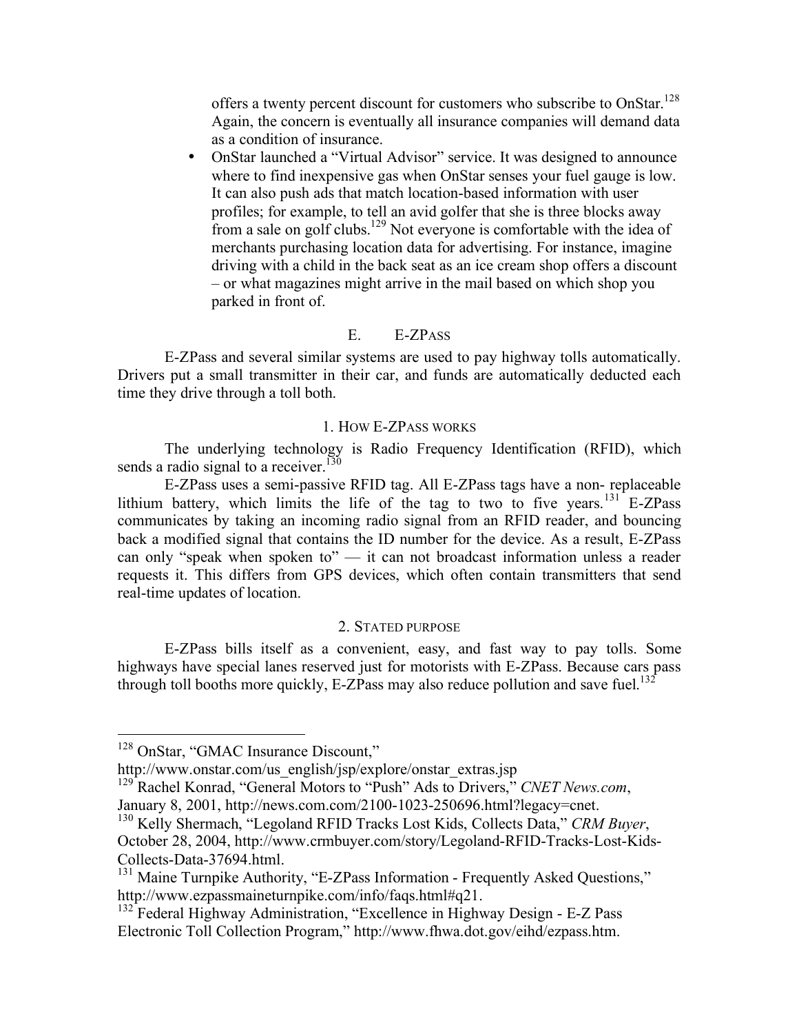offers a twenty percent discount for customers who subscribe to OnStar.[128] Again, the concern is eventually all insurance companies will demand data as a condition of insurance.

- OnStar launched a "Virtual Advisor" service. It was designed to announce where to find inexpensive gas when OnStar senses your fuel gauge is low. It can also push ads that match location-based information with user profiles; for example, to tell an avid golfer that she is three blocks away from a sale on golf clubs.[129] Not everyone is comfortable with the idea of merchants purchasing location data for advertising. For instance, imagine driving with a child in the back seat as an ice cream shop offers a discount – or what magazines might arrive in the mail based on which shop you parked in front of.

### E. E-ZPass

E-ZPass and several similar systems are used to pay highway tolls automatically. Drivers put a small transmitter in their car, and funds are automatically deducted each time they drive through a toll both.

#### 1. How E-ZPass works

The underlying technology is Radio Frequency Identification (RFID), which sends a radio signal to a receiver.[130]

E-ZPass uses a semi-passive RFID tag. All E-ZPass tags have a non- replaceable lithium battery, which limits the life of the tag to two to five years.[131] E-ZPass communicates by taking an incoming radio signal from an RFID reader, and bouncing back a modified signal that contains the ID number for the device. As a result, E-ZPass can only "speak when spoken to" — it can not broadcast information unless a reader requests it. This differs from GPS devices, which often contain transmitters that send real-time updates of location.

#### 2. Stated purpose

E-ZPass bills itself as a convenient, easy, and fast way to pay tolls. Some highways have special lanes reserved just for motorists with E-ZPass. Because cars pass through toll booths more quickly, E-ZPass may also reduce pollution and save fuel.[132]

---

[128] OnStar, "GMAC Insurance Discount," http://www.onstar.com/us_english/jsp/explore/onstar_extras.jsp

[129] Rachel Konrad, "General Motors to "Push" Ads to Drivers," *CNET News.com*, January 8, 2001, http://news.com.com/2100-1023-250696.html?legacy=cnet.

[130] Kelly Shermach, "Legoland RFID Tracks Lost Kids, Collects Data," *CRM Buyer*, October 28, 2004, http://www.crmbuyer.com/story/Legoland-RFID-Tracks-Lost-Kids-Collects-Data-37694.html.

[131] Maine Turnpike Authority, "E-ZPass Information - Frequently Asked Questions," http://www.ezpassmaineturnpike.com/info/faqs.html#q21.

[132] Federal Highway Administration, "Excellence in Highway Design - E-Z Pass Electronic Toll Collection Program," http://www.fhwa.dot.gov/eihd/ezpass.htm.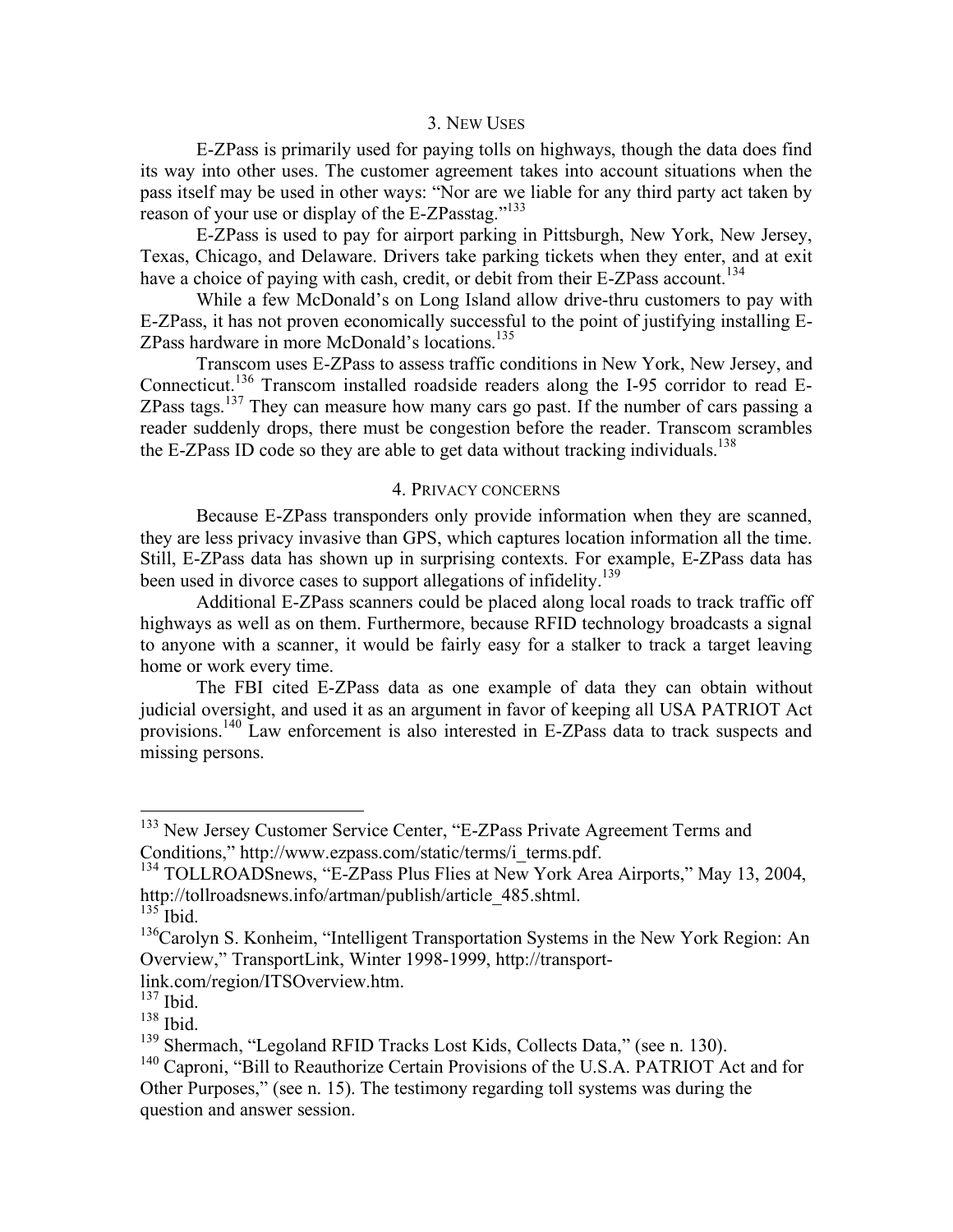### 3. New Uses

E-ZPass is primarily used for paying tolls on highways, though the data does find its way into other uses. The customer agreement takes into account situations when the pass itself may be used in other ways: "Nor are we liable for any third party act taken by reason of your use or display of the E-ZPasstag."[133]

E-ZPass is used to pay for airport parking in Pittsburgh, New York, New Jersey, Texas, Chicago, and Delaware. Drivers take parking tickets when they enter, and at exit have a choice of paying with cash, credit, or debit from their E-ZPass account.[134]

While a few McDonald's on Long Island allow drive-thru customers to pay with E-ZPass, it has not proven economically successful to the point of justifying installing E-ZPass hardware in more McDonald's locations.[135]

Transcom uses E-ZPass to assess traffic conditions in New York, New Jersey, and Connecticut.[136] Transcom installed roadside readers along the I-95 corridor to read E-ZPass tags.[137] They can measure how many cars go past. If the number of cars passing a reader suddenly drops, there must be congestion before the reader. Transcom scrambles the E-ZPass ID code so they are able to get data without tracking individuals.[138]

### 4. Privacy concerns

Because E-ZPass transponders only provide information when they are scanned, they are less privacy invasive than GPS, which captures location information all the time. Still, E-ZPass data has shown up in surprising contexts. For example, E-ZPass data has been used in divorce cases to support allegations of infidelity.[139]

Additional E-ZPass scanners could be placed along local roads to track traffic off highways as well as on them. Furthermore, because RFID technology broadcasts a signal to anyone with a scanner, it would be fairly easy for a stalker to track a target leaving home or work every time.

The FBI cited E-ZPass data as one example of data they can obtain without judicial oversight, and used it as an argument in favor of keeping all USA PATRIOT Act provisions.[140] Law enforcement is also interested in E-ZPass data to track suspects and missing persons.

---

[133] New Jersey Customer Service Center, "E-ZPass Private Agreement Terms and Conditions," http://www.ezpass.com/static/terms/i_terms.pdf.

[134] TOLLROADSnews, "E-ZPass Plus Flies at New York Area Airports," May 13, 2004, http://tollroadsnews.info/artman/publish/article_485.shtml.

[135] Ibid.

[136] Carolyn S. Konheim, "Intelligent Transportation Systems in the New York Region: An Overview," TransportLink, Winter 1998-1999, http://transport-link.com/region/ITSOverview.htm.

[137] Ibid.

[138] Ibid.

[139] Shermach, "Legoland RFID Tracks Lost Kids, Collects Data," (see n. 130).

[140] Caproni, "Bill to Reauthorize Certain Provisions of the U.S.A. PATRIOT Act and for Other Purposes," (see n. 15). The testimony regarding toll systems was during the question and answer session.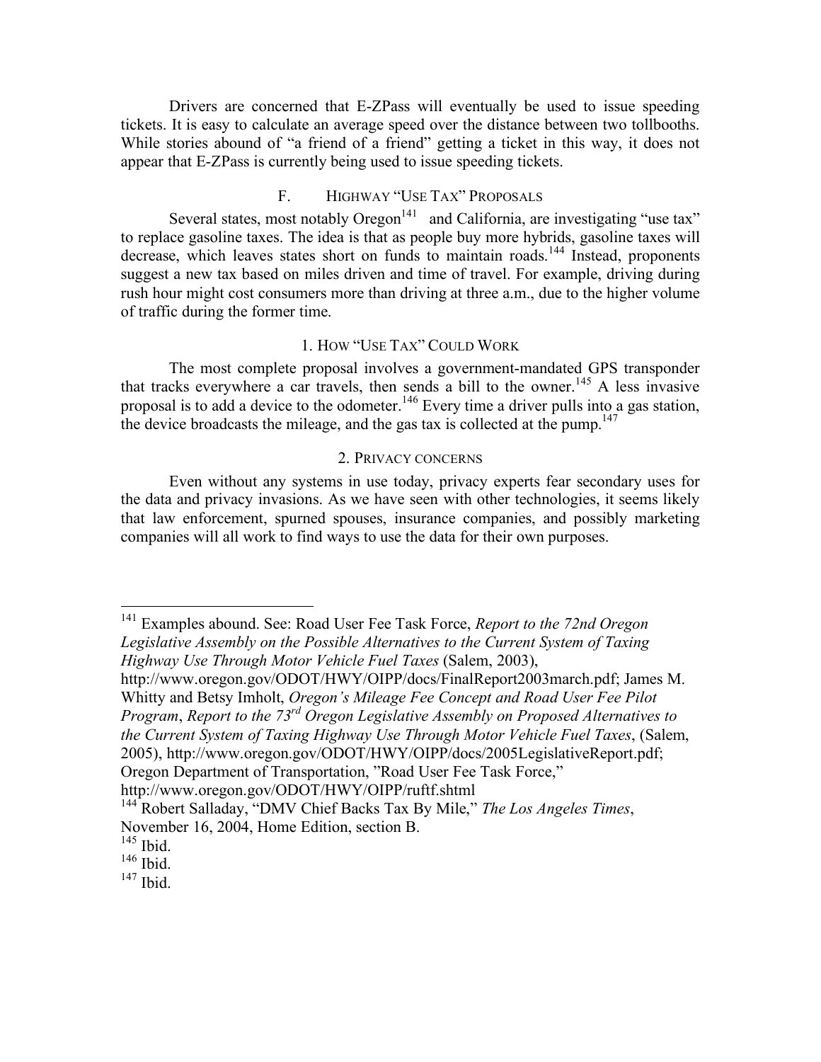Drivers are concerned that E-ZPass will eventually be used to issue speeding tickets. It is easy to calculate an average speed over the distance between two tollbooths. While stories abound of "a friend of a friend" getting a ticket in this way, it does not appear that E-ZPass is currently being used to issue speeding tickets.

### F. HIGHWAY "USE TAX" PROPOSALS

Several states, most notably Oregon[141] and California, are investigating "use tax" to replace gasoline taxes. The idea is that as people buy more hybrids, gasoline taxes will decrease, which leaves states short on funds to maintain roads.[144] Instead, proponents suggest a new tax based on miles driven and time of travel. For example, driving during rush hour might cost consumers more than driving at three a.m., due to the higher volume of traffic during the former time.

#### 1. HOW "USE TAX" COULD WORK

The most complete proposal involves a government-mandated GPS transponder that tracks everywhere a car travels, then sends a bill to the owner.[145] A less invasive proposal is to add a device to the odometer.[146] Every time a driver pulls into a gas station, the device broadcasts the mileage, and the gas tax is collected at the pump.[147]

#### 2. PRIVACY CONCERNS

Even without any systems in use today, privacy experts fear secondary uses for the data and privacy invasions. As we have seen with other technologies, it seems likely that law enforcement, spurned spouses, insurance companies, and possibly marketing companies will all work to find ways to use the data for their own purposes.

---

[141] Examples abound. See: Road User Fee Task Force, *Report to the 72nd Oregon Legislative Assembly on the Possible Alternatives to the Current System of Taxing Highway Use Through Motor Vehicle Fuel Taxes* (Salem, 2003), http://www.oregon.gov/ODOT/HWY/OIPP/docs/FinalReport2003march.pdf; James M. Whitty and Betsy Imholt, *Oregon's Mileage Fee Concept and Road User Fee Pilot Program*, *Report to the 73rd Oregon Legislative Assembly on Proposed Alternatives to the Current System of Taxing Highway Use Through Motor Vehicle Fuel Taxes*, (Salem, 2005), http://www.oregon.gov/ODOT/HWY/OIPP/docs/2005LegislativeReport.pdf; Oregon Department of Transportation, "Road User Fee Task Force," http://www.oregon.gov/ODOT/HWY/OIPP/ruftf.shtml

[144] Robert Salladay, "DMV Chief Backs Tax By Mile," *The Los Angeles Times*, November 16, 2004, Home Edition, section B.

[145] Ibid.

[146] Ibid.

[147] Ibid.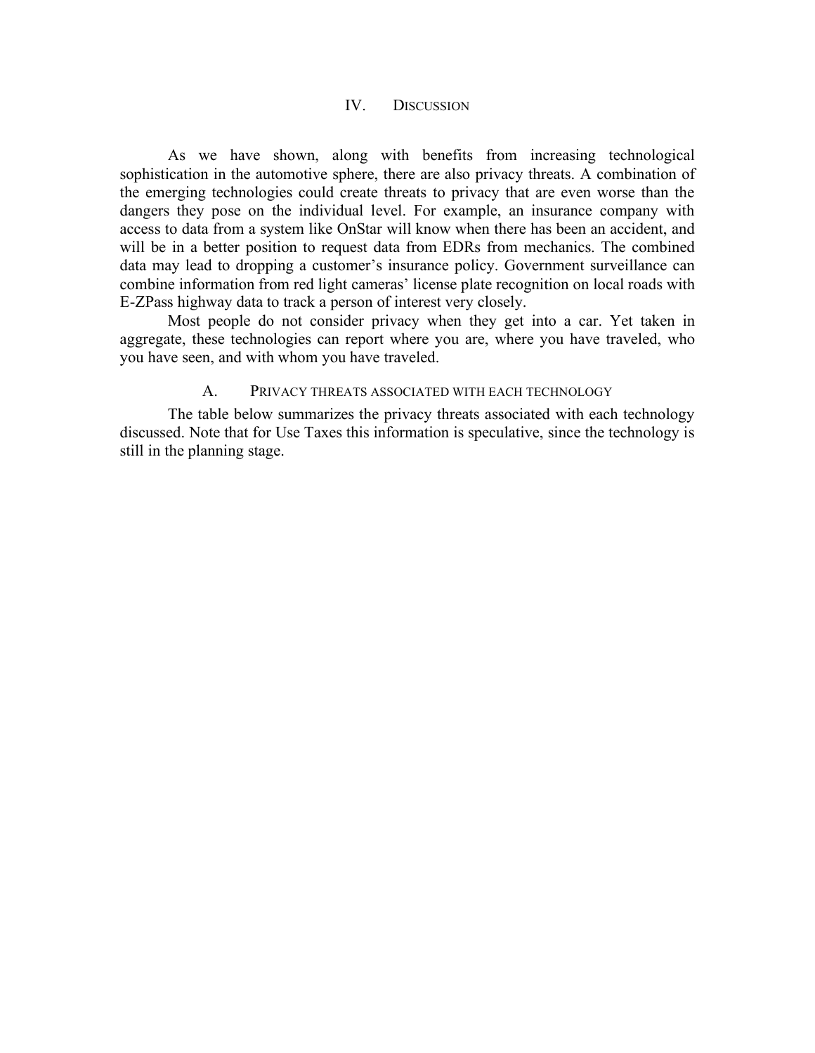## IV. Discussion

As we have shown, along with benefits from increasing technological sophistication in the automotive sphere, there are also privacy threats. A combination of the emerging technologies could create threats to privacy that are even worse than the dangers they pose on the individual level. For example, an insurance company with access to data from a system like OnStar will know when there has been an accident, and will be in a better position to request data from EDRs from mechanics. The combined data may lead to dropping a customer's insurance policy. Government surveillance can combine information from red light cameras' license plate recognition on local roads with E-ZPass highway data to track a person of interest very closely.

Most people do not consider privacy when they get into a car. Yet taken in aggregate, these technologies can report where you are, where you have traveled, who you have seen, and with whom you have traveled.

### A. Privacy threats associated with each technology

The table below summarizes the privacy threats associated with each technology discussed. Note that for Use Taxes this information is speculative, since the technology is still in the planning stage.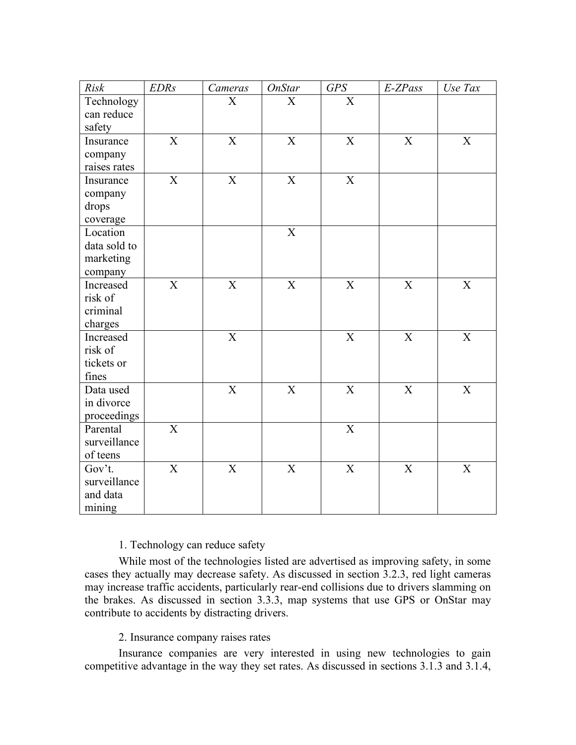| *Risk* | *EDRs* | *Cameras* | *OnStar* | *GPS* | *E-ZPass* | *Use Tax* |
|---|---|---|---|---|---|---|
| Technology can reduce safety | | X | X | X | | |
| Insurance company raises rates | X | X | X | X | X | X |
| Insurance company drops coverage | X | X | X | X | | |
| Location data sold to marketing company | | | X | | | |
| Increased risk of criminal charges | X | X | X | X | X | X |
| Increased risk of tickets or fines | | X | | X | X | X |
| Data used in divorce proceedings | | X | X | X | X | X |
| Parental surveillance of teens | X | | | X | | |
| Gov't. surveillance and data mining | X | X | X | X | X | X |

1. Technology can reduce safety

While most of the technologies listed are advertised as improving safety, in some cases they actually may decrease safety. As discussed in section 3.2.3, red light cameras may increase traffic accidents, particularly rear-end collisions due to drivers slamming on the brakes. As discussed in section 3.3.3, map systems that use GPS or OnStar may contribute to accidents by distracting drivers.

2. Insurance company raises rates

Insurance companies are very interested in using new technologies to gain competitive advantage in the way they set rates. As discussed in sections 3.1.3 and 3.1.4,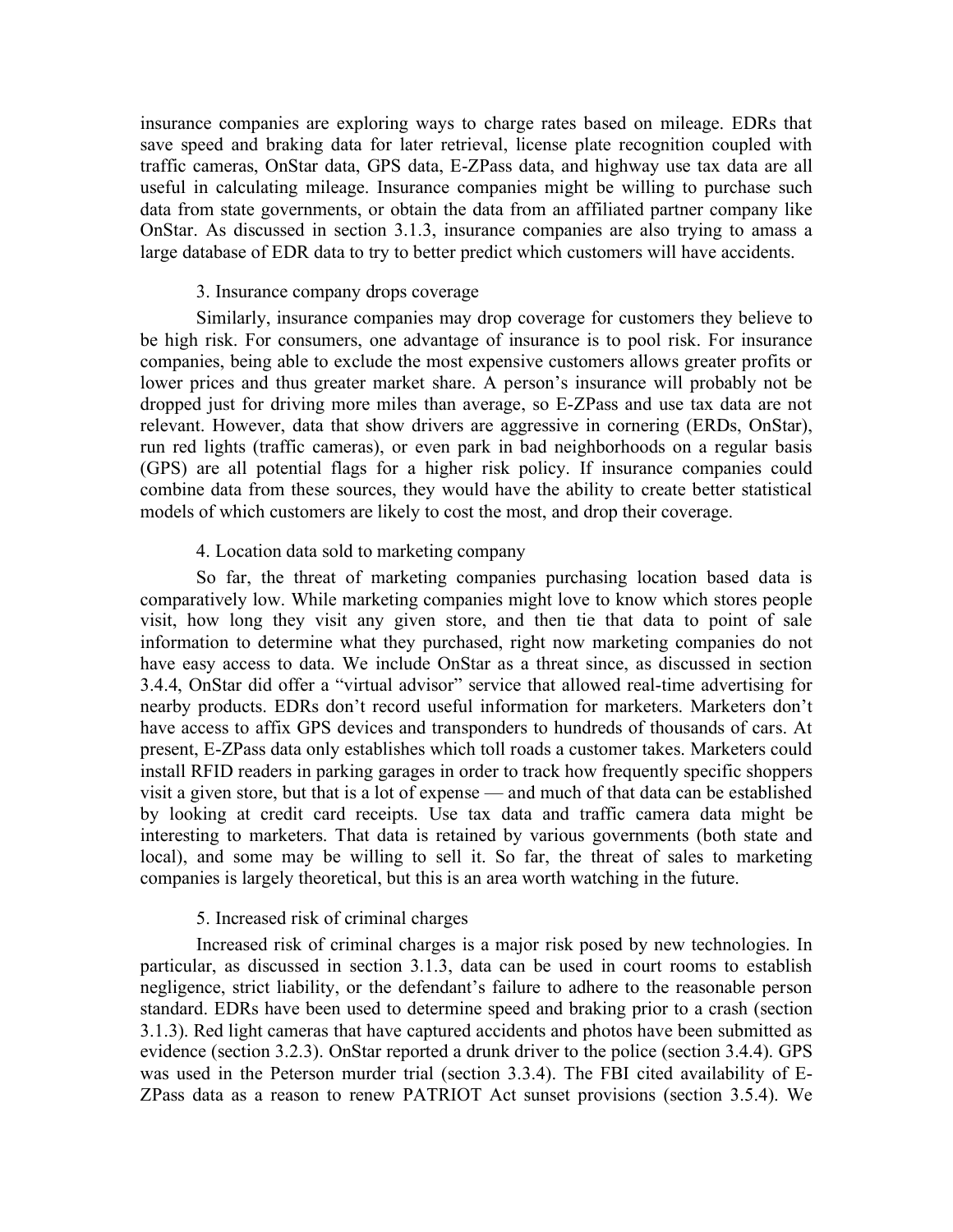insurance companies are exploring ways to charge rates based on mileage. EDRs that save speed and braking data for later retrieval, license plate recognition coupled with traffic cameras, OnStar data, GPS data, E-ZPass data, and highway use tax data are all useful in calculating mileage. Insurance companies might be willing to purchase such data from state governments, or obtain the data from an affiliated partner company like OnStar. As discussed in section 3.1.3, insurance companies are also trying to amass a large database of EDR data to try to better predict which customers will have accidents.

3. Insurance company drops coverage

Similarly, insurance companies may drop coverage for customers they believe to be high risk. For consumers, one advantage of insurance is to pool risk. For insurance companies, being able to exclude the most expensive customers allows greater profits or lower prices and thus greater market share. A person's insurance will probably not be dropped just for driving more miles than average, so E-ZPass and use tax data are not relevant. However, data that show drivers are aggressive in cornering (ERDs, OnStar), run red lights (traffic cameras), or even park in bad neighborhoods on a regular basis (GPS) are all potential flags for a higher risk policy. If insurance companies could combine data from these sources, they would have the ability to create better statistical models of which customers are likely to cost the most, and drop their coverage.

4. Location data sold to marketing company

So far, the threat of marketing companies purchasing location based data is comparatively low. While marketing companies might love to know which stores people visit, how long they visit any given store, and then tie that data to point of sale information to determine what they purchased, right now marketing companies do not have easy access to data. We include OnStar as a threat since, as discussed in section 3.4.4, OnStar did offer a "virtual advisor" service that allowed real-time advertising for nearby products. EDRs don't record useful information for marketers. Marketers don't have access to affix GPS devices and transponders to hundreds of thousands of cars. At present, E-ZPass data only establishes which toll roads a customer takes. Marketers could install RFID readers in parking garages in order to track how frequently specific shoppers visit a given store, but that is a lot of expense — and much of that data can be established by looking at credit card receipts. Use tax data and traffic camera data might be interesting to marketers. That data is retained by various governments (both state and local), and some may be willing to sell it. So far, the threat of sales to marketing companies is largely theoretical, but this is an area worth watching in the future.

5. Increased risk of criminal charges

Increased risk of criminal charges is a major risk posed by new technologies. In particular, as discussed in section 3.1.3, data can be used in court rooms to establish negligence, strict liability, or the defendant's failure to adhere to the reasonable person standard. EDRs have been used to determine speed and braking prior to a crash (section 3.1.3). Red light cameras that have captured accidents and photos have been submitted as evidence (section 3.2.3). OnStar reported a drunk driver to the police (section 3.4.4). GPS was used in the Peterson murder trial (section 3.3.4). The FBI cited availability of E-ZPass data as a reason to renew PATRIOT Act sunset provisions (section 3.5.4). We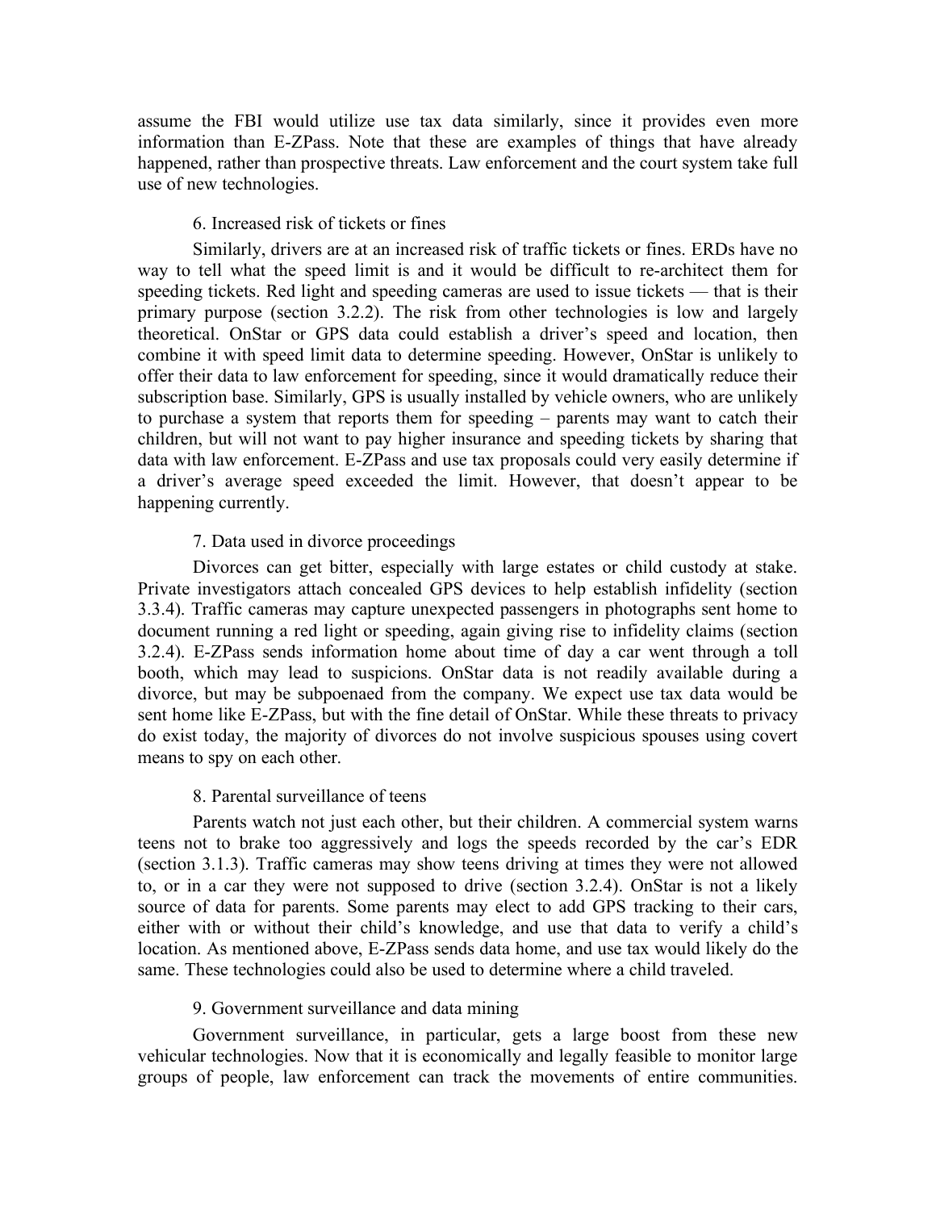assume the FBI would utilize use tax data similarly, since it provides even more information than E-ZPass. Note that these are examples of things that have already happened, rather than prospective threats. Law enforcement and the court system take full use of new technologies.

### 6. Increased risk of tickets or fines

Similarly, drivers are at an increased risk of traffic tickets or fines. ERDs have no way to tell what the speed limit is and it would be difficult to re-architect them for speeding tickets. Red light and speeding cameras are used to issue tickets — that is their primary purpose (section 3.2.2). The risk from other technologies is low and largely theoretical. OnStar or GPS data could establish a driver's speed and location, then combine it with speed limit data to determine speeding. However, OnStar is unlikely to offer their data to law enforcement for speeding, since it would dramatically reduce their subscription base. Similarly, GPS is usually installed by vehicle owners, who are unlikely to purchase a system that reports them for speeding – parents may want to catch their children, but will not want to pay higher insurance and speeding tickets by sharing that data with law enforcement. E-ZPass and use tax proposals could very easily determine if a driver's average speed exceeded the limit. However, that doesn't appear to be happening currently.

### 7. Data used in divorce proceedings

Divorces can get bitter, especially with large estates or child custody at stake. Private investigators attach concealed GPS devices to help establish infidelity (section 3.3.4). Traffic cameras may capture unexpected passengers in photographs sent home to document running a red light or speeding, again giving rise to infidelity claims (section 3.2.4). E-ZPass sends information home about time of day a car went through a toll booth, which may lead to suspicions. OnStar data is not readily available during a divorce, but may be subpoenaed from the company. We expect use tax data would be sent home like E-ZPass, but with the fine detail of OnStar. While these threats to privacy do exist today, the majority of divorces do not involve suspicious spouses using covert means to spy on each other.

### 8. Parental surveillance of teens

Parents watch not just each other, but their children. A commercial system warns teens not to brake too aggressively and logs the speeds recorded by the car's EDR (section 3.1.3). Traffic cameras may show teens driving at times they were not allowed to, or in a car they were not supposed to drive (section 3.2.4). OnStar is not a likely source of data for parents. Some parents may elect to add GPS tracking to their cars, either with or without their child's knowledge, and use that data to verify a child's location. As mentioned above, E-ZPass sends data home, and use tax would likely do the same. These technologies could also be used to determine where a child traveled.

### 9. Government surveillance and data mining

Government surveillance, in particular, gets a large boost from these new vehicular technologies. Now that it is economically and legally feasible to monitor large groups of people, law enforcement can track the movements of entire communities.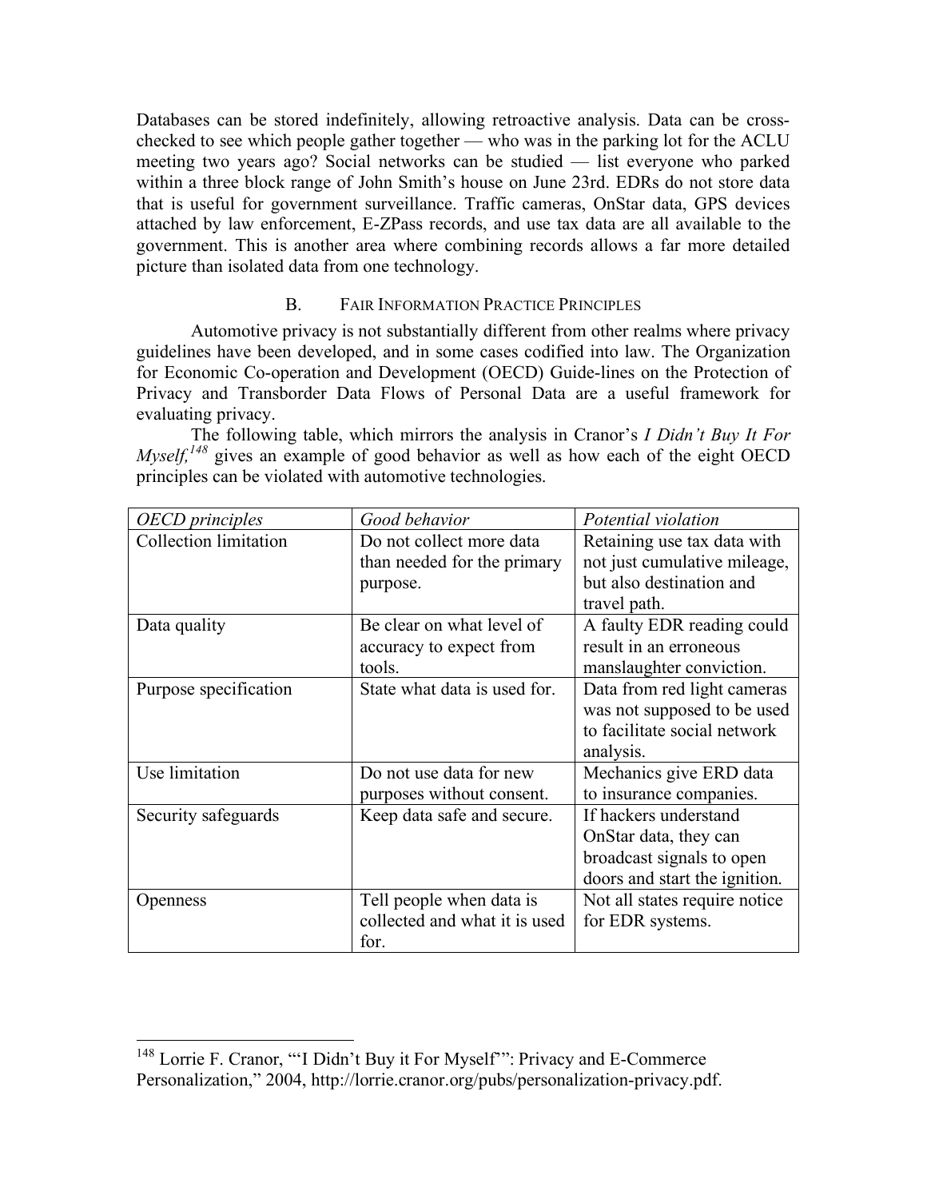Databases can be stored indefinitely, allowing retroactive analysis. Data can be cross-checked to see which people gather together — who was in the parking lot for the ACLU meeting two years ago? Social networks can be studied — list everyone who parked within a three block range of John Smith's house on June 23rd. EDRs do not store data that is useful for government surveillance. Traffic cameras, OnStar data, GPS devices attached by law enforcement, E-ZPass records, and use tax data are all available to the government. This is another area where combining records allows a far more detailed picture than isolated data from one technology.

## B. Fair Information Practice Principles

Automotive privacy is not substantially different from other realms where privacy guidelines have been developed, and in some cases codified into law. The Organization for Economic Co-operation and Development (OECD) Guide-lines on the Protection of Privacy and Transborder Data Flows of Personal Data are a useful framework for evaluating privacy.

The following table, which mirrors the analysis in Cranor's *I Didn't Buy It For Myself,*[148] gives an example of good behavior as well as how each of the eight OECD principles can be violated with automotive technologies.

| *OECD principles* | *Good behavior* | *Potential violation* |
|---|---|---|
| Collection limitation | Do not collect more data than needed for the primary purpose. | Retaining use tax data with not just cumulative mileage, but also destination and travel path. |
| Data quality | Be clear on what level of accuracy to expect from tools. | A faulty EDR reading could result in an erroneous manslaughter conviction. |
| Purpose specification | State what data is used for. | Data from red light cameras was not supposed to be used to facilitate social network analysis. |
| Use limitation | Do not use data for new purposes without consent. | Mechanics give ERD data to insurance companies. |
| Security safeguards | Keep data safe and secure. | If hackers understand OnStar data, they can broadcast signals to open doors and start the ignition. |
| Openness | Tell people when data is collected and what it is used for. | Not all states require notice for EDR systems. |

---

[148] Lorrie F. Cranor, "'I Didn't Buy it For Myself'": Privacy and E-Commerce Personalization," 2004, http://lorrie.cranor.org/pubs/personalization-privacy.pdf.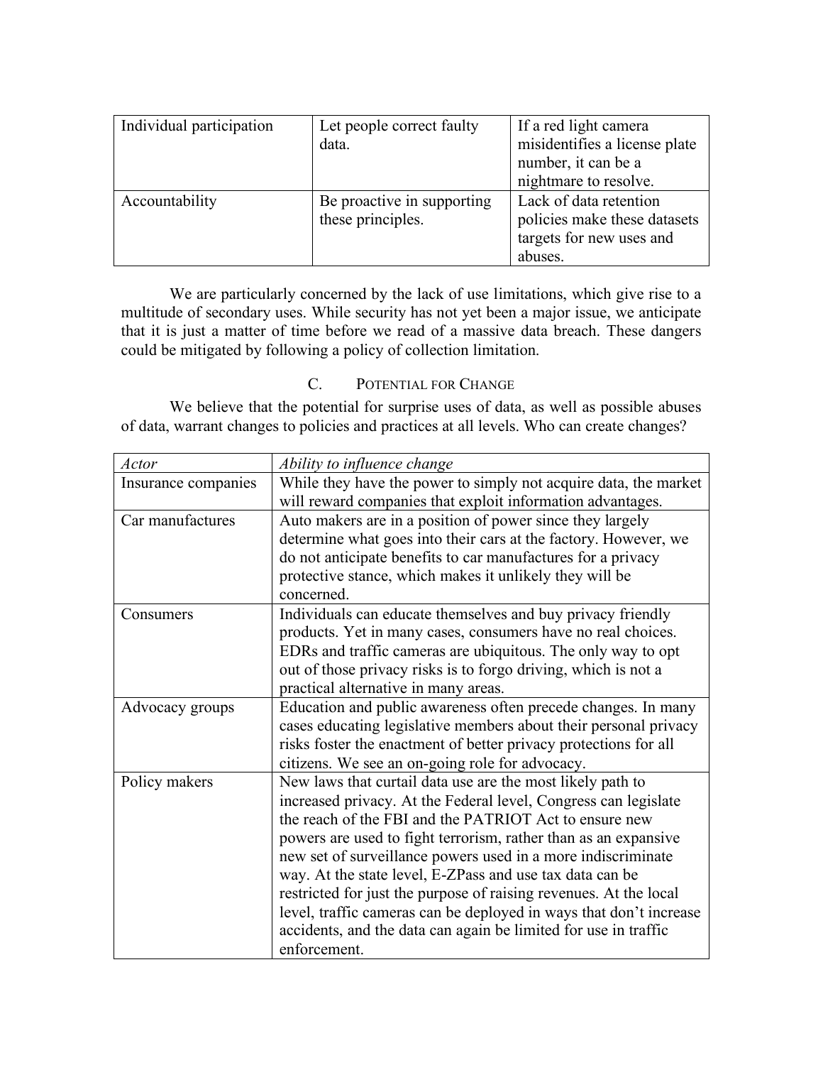| | | |
|---|---|---|
| Individual participation | Let people correct faulty data. | If a red light camera misidentifies a license plate number, it can be a nightmare to resolve. |
| Accountability | Be proactive in supporting these principles. | Lack of data retention policies make these datasets targets for new uses and abuses. |

We are particularly concerned by the lack of use limitations, which give rise to a multitude of secondary uses. While security has not yet been a major issue, we anticipate that it is just a matter of time before we read of a massive data breach. These dangers could be mitigated by following a policy of collection limitation.

### C. Potential for Change

We believe that the potential for surprise uses of data, as well as possible abuses of data, warrant changes to policies and practices at all levels. Who can create changes?

| *Actor* | *Ability to influence change* |
|---|---|
| Insurance companies | While they have the power to simply not acquire data, the market will reward companies that exploit information advantages. |
| Car manufactures | Auto makers are in a position of power since they largely determine what goes into their cars at the factory. However, we do not anticipate benefits to car manufactures for a privacy protective stance, which makes it unlikely they will be concerned. |
| Consumers | Individuals can educate themselves and buy privacy friendly products. Yet in many cases, consumers have no real choices. EDRs and traffic cameras are ubiquitous. The only way to opt out of those privacy risks is to forgo driving, which is not a practical alternative in many areas. |
| Advocacy groups | Education and public awareness often precede changes. In many cases educating legislative members about their personal privacy risks foster the enactment of better privacy protections for all citizens. We see an on-going role for advocacy. |
| Policy makers | New laws that curtail data use are the most likely path to increased privacy. At the Federal level, Congress can legislate the reach of the FBI and the PATRIOT Act to ensure new powers are used to fight terrorism, rather than as an expansive new set of surveillance powers used in a more indiscriminate way. At the state level, E-ZPass and use tax data can be restricted for just the purpose of raising revenues. At the local level, traffic cameras can be deployed in ways that don't increase accidents, and the data can again be limited for use in traffic enforcement. |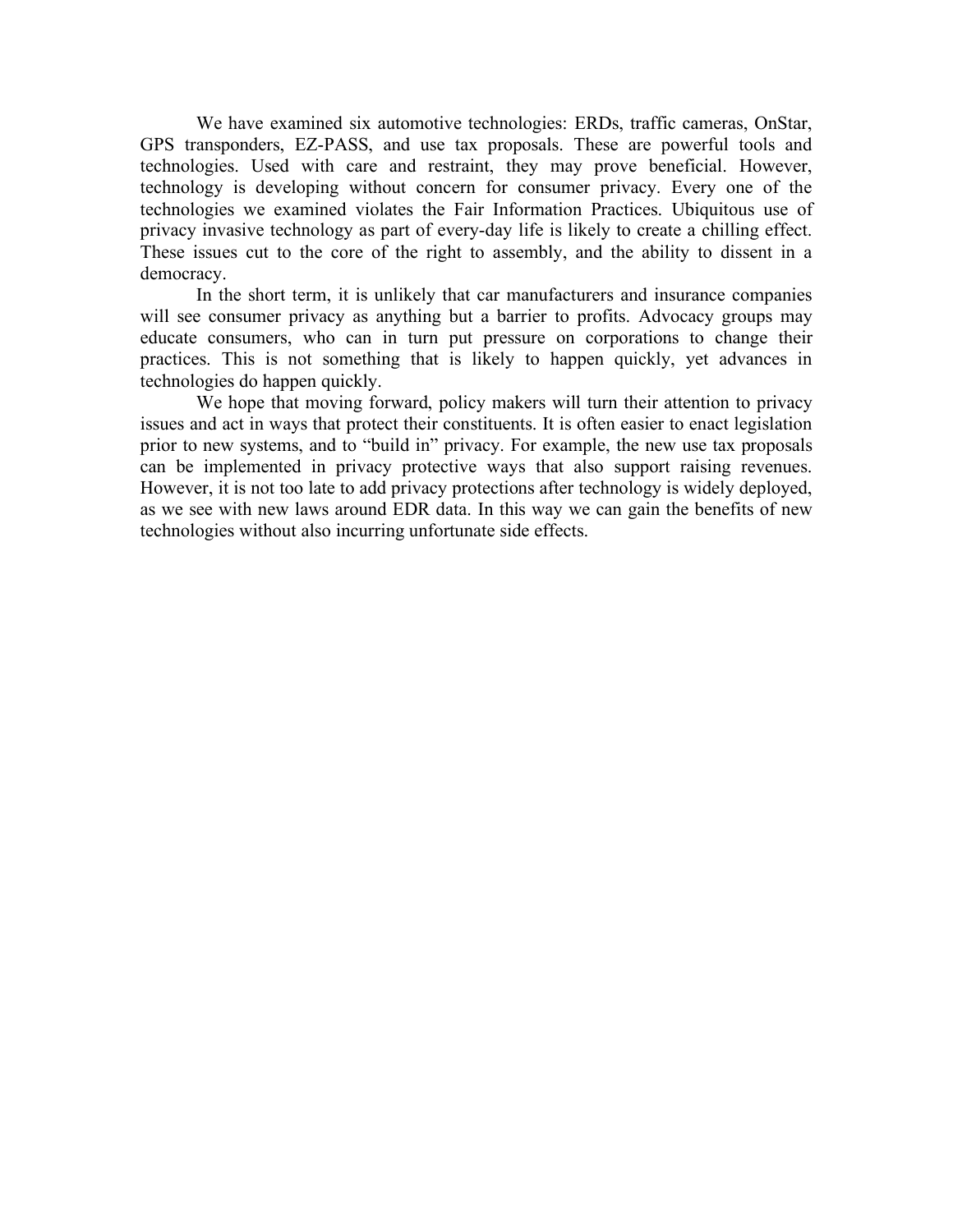We have examined six automotive technologies: ERDs, traffic cameras, OnStar, GPS transponders, EZ-PASS, and use tax proposals. These are powerful tools and technologies. Used with care and restraint, they may prove beneficial. However, technology is developing without concern for consumer privacy. Every one of the technologies we examined violates the Fair Information Practices. Ubiquitous use of privacy invasive technology as part of every-day life is likely to create a chilling effect. These issues cut to the core of the right to assembly, and the ability to dissent in a democracy.

In the short term, it is unlikely that car manufacturers and insurance companies will see consumer privacy as anything but a barrier to profits. Advocacy groups may educate consumers, who can in turn put pressure on corporations to change their practices. This is not something that is likely to happen quickly, yet advances in technologies do happen quickly.

We hope that moving forward, policy makers will turn their attention to privacy issues and act in ways that protect their constituents. It is often easier to enact legislation prior to new systems, and to "build in" privacy. For example, the new use tax proposals can be implemented in privacy protective ways that also support raising revenues. However, it is not too late to add privacy protections after technology is widely deployed, as we see with new laws around EDR data. In this way we can gain the benefits of new technologies without also incurring unfortunate side effects.